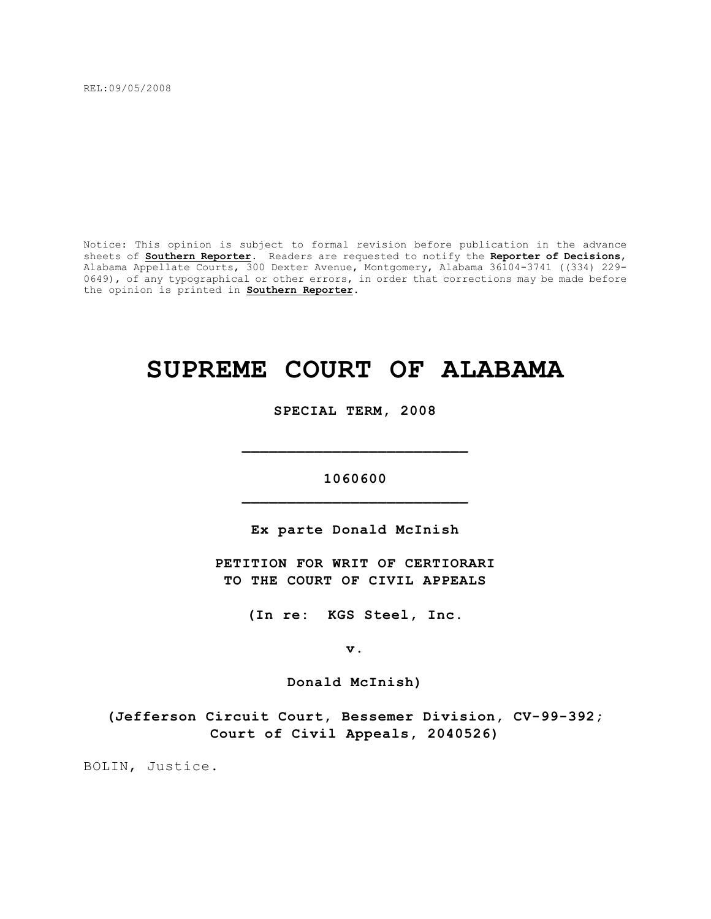REL:09/05/2008

Notice: This opinion is subject to formal revision before publication in the advance sheets of **Southern Reporter**. Readers are requested to notify the **Reporter of Decisions**, Alabama Appellate Courts, 300 Dexter Avenue, Montgomery, Alabama 36104-3741 ((334) 229-0649), of any typographical or other errors, in order that corrections may be made before the opinion is printed in **Southern Reporter**.

# SUPREME COURT OF ALABAMA

**SPECIAL TERM, 2008**

**_________________________**

**1060600**

**_________________________**

**Ex parte Donald McInish**

**PETITION FOR WRIT OF CERTIORARI TO THE COURT OF CIVIL APPEALS**

**(In re: KGS Steel, Inc.**

**v.**

**Donald McInish)**

**(Jefferson Circuit Court, Bessemer Division, CV-99-392; Court of Civil Appeals, 2040526)**

BOLIN, Justice.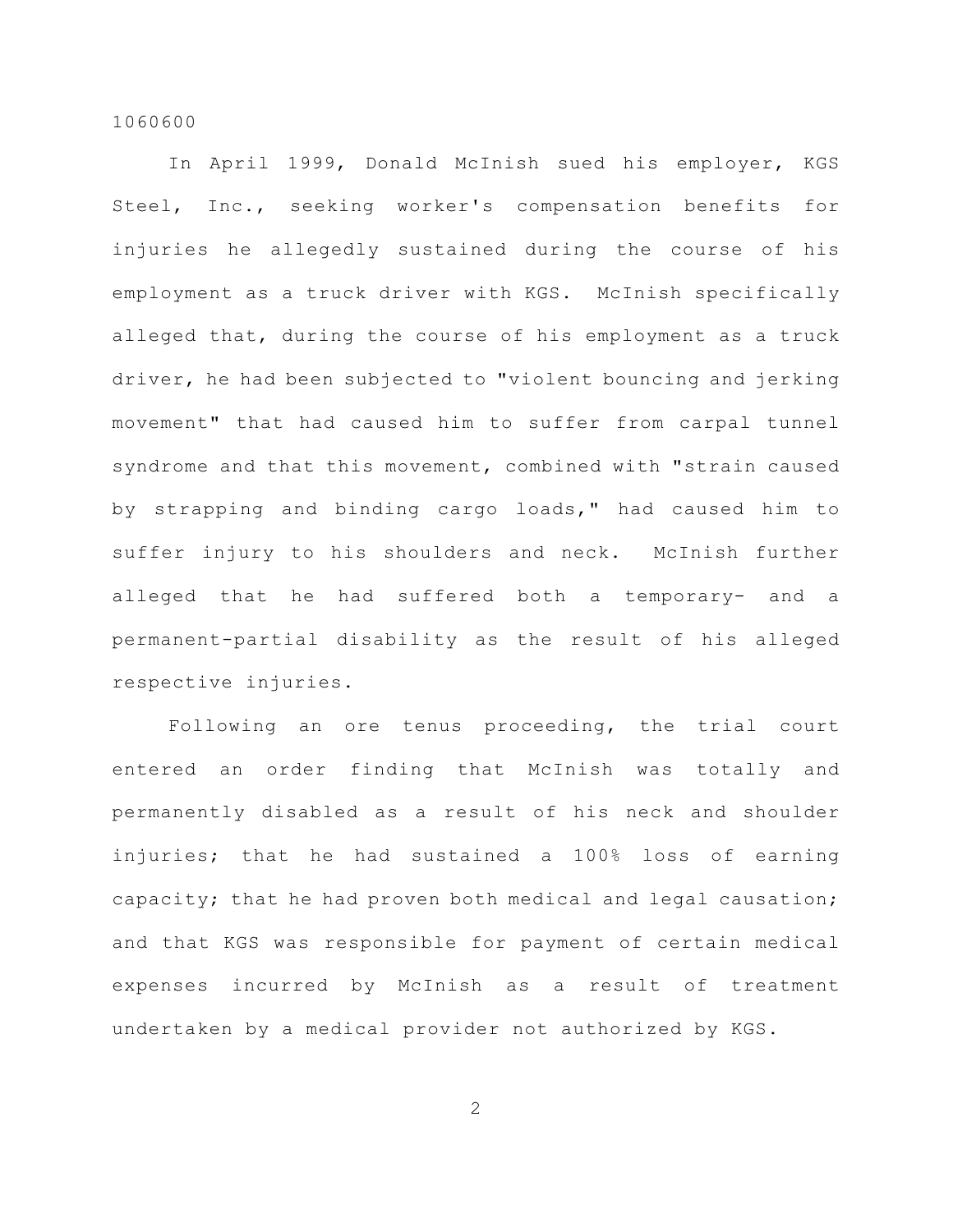1060600

In April 1999, Donald McInish sued his employer, KGS Steel, Inc., seeking worker's compensation benefits for injuries he allegedly sustained during the course of his employment as a truck driver with KGS. McInish specifically alleged that, during the course of his employment as a truck driver, he had been subjected to "violent bouncing and jerking movement" that had caused him to suffer from carpal tunnel syndrome and that this movement, combined with "strain caused by strapping and binding cargo loads," had caused him to suffer injury to his shoulders and neck. McInish further alleged that he had suffered both a temporary- and a permanent-partial disability as the result of his alleged respective injuries.

Following an ore tenus proceeding, the trial court entered an order finding that McInish was totally and permanently disabled as a result of his neck and shoulder injuries; that he had sustained a 100% loss of earning capacity; that he had proven both medical and legal causation; and that KGS was responsible for payment of certain medical expenses incurred by McInish as a result of treatment undertaken by a medical provider not authorized by KGS.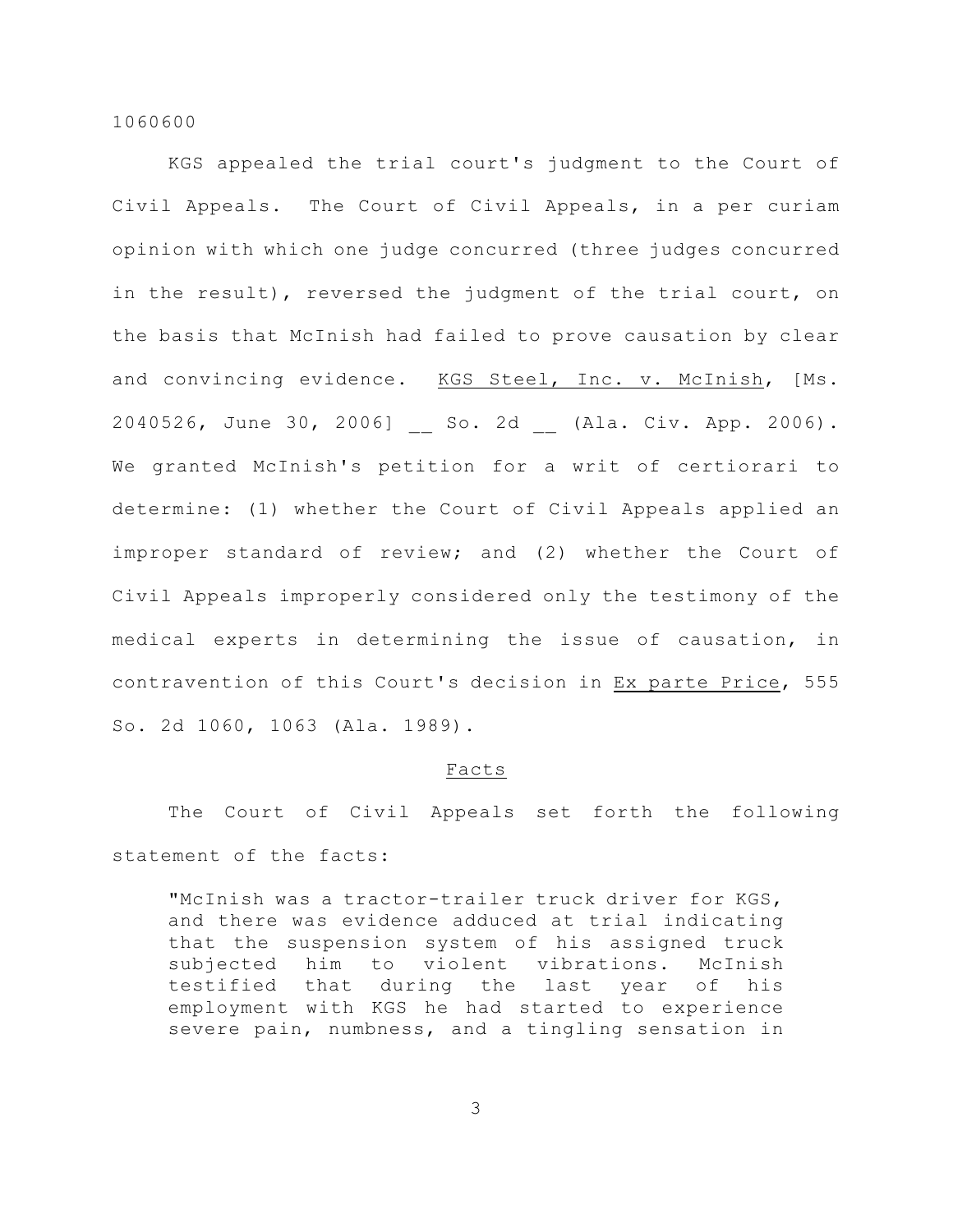KGS appealed the trial court's judgment to the Court of Civil Appeals. The Court of Civil Appeals, in a per curiam opinion with which one judge concurred (three judges concurred in the result), reversed the judgment of the trial court, on the basis that McInish had failed to prove causation by clear and convincing evidence. KGS Steel, Inc. v. McInish, [Ms. 2040526, June 30, 2006] __ So. 2d __ (Ala. Civ. App. 2006). We granted McInish's petition for a writ of certiorari to determine: (1) whether the Court of Civil Appeals applied an improper standard of review; and (2) whether the Court of Civil Appeals improperly considered only the testimony of the medical experts in determining the issue of causation, in contravention of this Court's decision in Ex parte Price, 555 So. 2d 1060, 1063 (Ala. 1989).

## Facts

The Court of Civil Appeals set forth the following statement of the facts:

> "McInish was a tractor-trailer truck driver for KGS, and there was evidence adduced at trial indicating that the suspension system of his assigned truck subjected him to violent vibrations. McInish testified that during the last year of his employment with KGS he had started to experience severe pain, numbness, and a tingling sensation in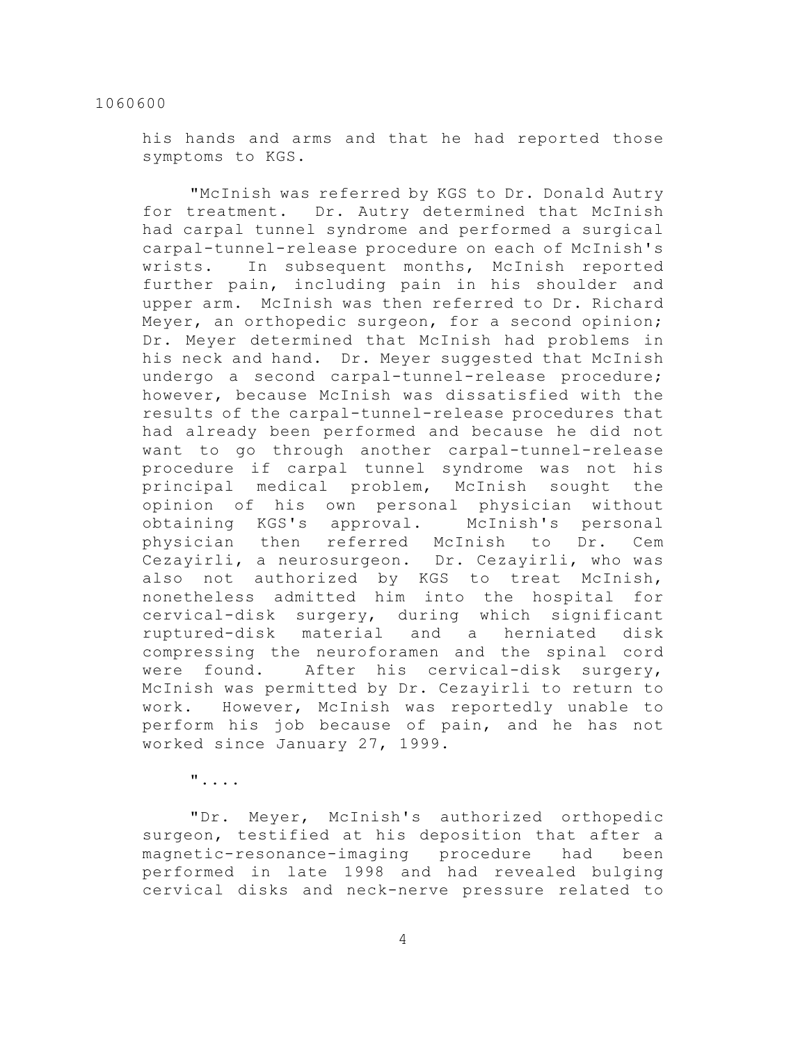his hands and arms and that he had reported those symptoms to KGS.

"McInish was referred by KGS to Dr. Donald Autry for treatment. Dr. Autry determined that McInish had carpal tunnel syndrome and performed a surgical carpal-tunnel-release procedure on each of McInish's wrists. In subsequent months, McInish reported further pain, including pain in his shoulder and upper arm. McInish was then referred to Dr. Richard Meyer, an orthopedic surgeon, for a second opinion; Dr. Meyer determined that McInish had problems in his neck and hand. Dr. Meyer suggested that McInish undergo a second carpal-tunnel-release procedure; however, because McInish was dissatisfied with the results of the carpal-tunnel-release procedures that had already been performed and because he did not want to go through another carpal-tunnel-release procedure if carpal tunnel syndrome was not his principal medical problem, McInish sought the opinion of his own personal physician without obtaining KGS's approval. McInish's personal physician then referred McInish to Dr. Cem Cezayirli, a neurosurgeon. Dr. Cezayirli, who was also not authorized by KGS to treat McInish, nonetheless admitted him into the hospital for cervical-disk surgery, during which significant ruptured-disk material and a herniated disk compressing the neuroforamen and the spinal cord were found. After his cervical-disk surgery, McInish was permitted by Dr. Cezayirli to return to work. However, McInish was reportedly unable to perform his job because of pain, and he has not worked since January 27, 1999.

"....

"Dr. Meyer, McInish's authorized orthopedic surgeon, testified at his deposition that after a magnetic-resonance-imaging procedure had been performed in late 1998 and had revealed bulging cervical disks and neck-nerve pressure related to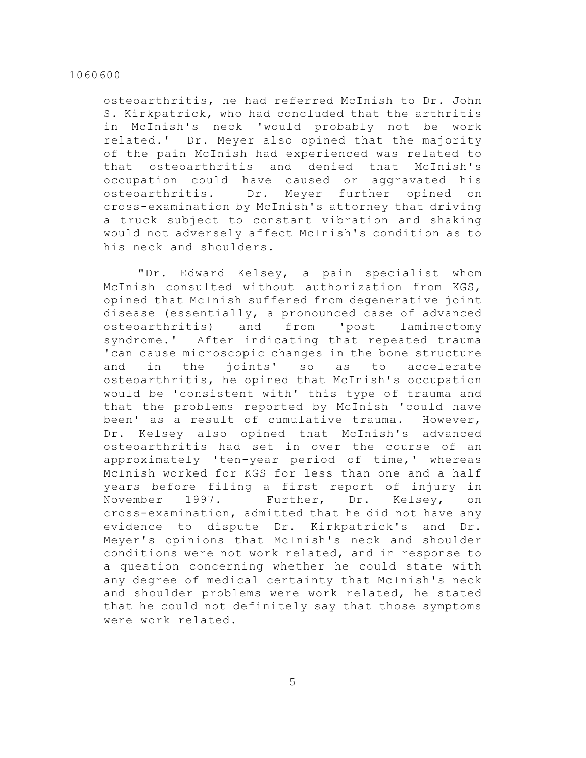osteoarthritis, he had referred McInish to Dr. John S. Kirkpatrick, who had concluded that the arthritis in McInish's neck 'would probably not be work related.' Dr. Meyer also opined that the majority of the pain McInish had experienced was related to that osteoarthritis and denied that McInish's occupation could have caused or aggravated his osteoarthritis. Dr. Meyer further opined on cross-examination by McInish's attorney that driving a truck subject to constant vibration and shaking would not adversely affect McInish's condition as to his neck and shoulders.

"Dr. Edward Kelsey, a pain specialist whom McInish consulted without authorization from KGS, opined that McInish suffered from degenerative joint disease (essentially, a pronounced case of advanced osteoarthritis) and from 'post laminectomy syndrome.' After indicating that repeated trauma 'can cause microscopic changes in the bone structure and in the joints' so as to accelerate osteoarthritis, he opined that McInish's occupation would be 'consistent with' this type of trauma and that the problems reported by McInish 'could have been' as a result of cumulative trauma. However, Dr. Kelsey also opined that McInish's advanced osteoarthritis had set in over the course of an approximately 'ten-year period of time,' whereas McInish worked for KGS for less than one and a half years before filing a first report of injury in November 1997. Further, Dr. Kelsey, on cross-examination, admitted that he did not have any evidence to dispute Dr. Kirkpatrick's and Dr. Meyer's opinions that McInish's neck and shoulder conditions were not work related, and in response to a question concerning whether he could state with any degree of medical certainty that McInish's neck and shoulder problems were work related, he stated that he could not definitely say that those symptoms were work related.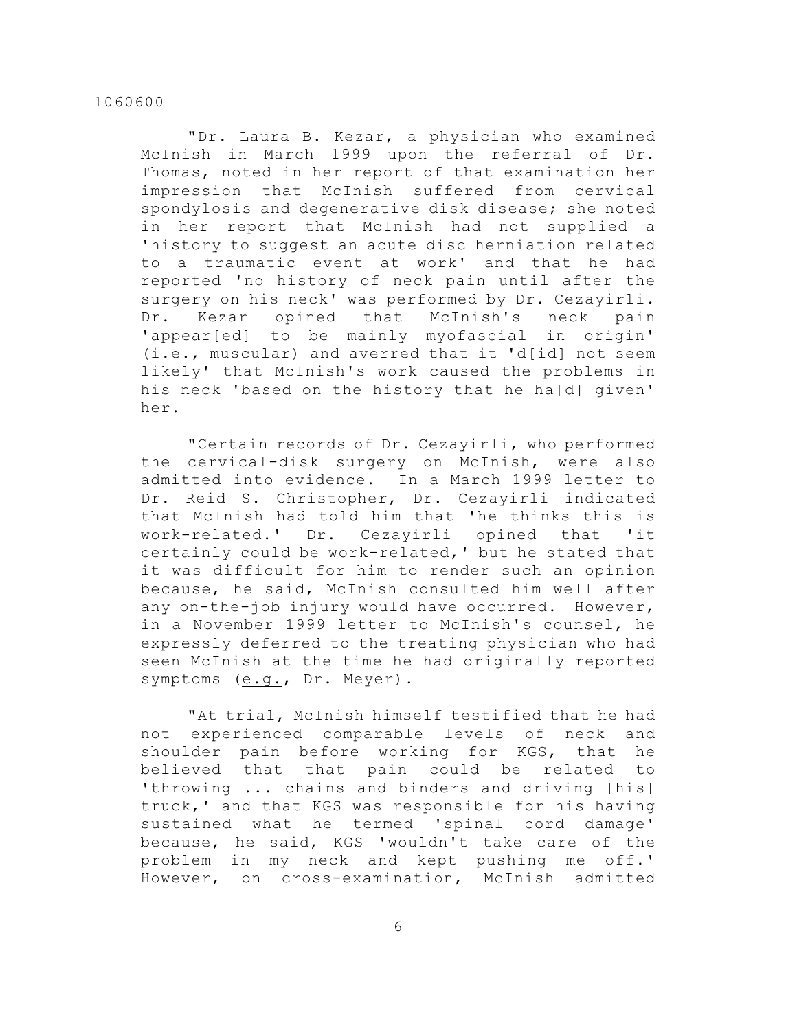"Dr. Laura B. Kezar, a physician who examined McInish in March 1999 upon the referral of Dr. Thomas, noted in her report of that examination her impression that McInish suffered from cervical spondylosis and degenerative disk disease; she noted in her report that McInish had not supplied a 'history to suggest an acute disc herniation related to a traumatic event at work' and that he had reported 'no history of neck pain until after the surgery on his neck' was performed by Dr. Cezayirli. Dr. Kezar opined that McInish's neck pain 'appear[ed] to be mainly myofascial in origin' (i.e., muscular) and averred that it 'd[id] not seem likely' that McInish's work caused the problems in his neck 'based on the history that he ha[d] given' her.

"Certain records of Dr. Cezayirli, who performed the cervical-disk surgery on McInish, were also admitted into evidence. In a March 1999 letter to Dr. Reid S. Christopher, Dr. Cezayirli indicated that McInish had told him that 'he thinks this is work-related.' Dr. Cezayirli opined that 'it certainly could be work-related,' but he stated that it was difficult for him to render such an opinion because, he said, McInish consulted him well after any on-the-job injury would have occurred. However, in a November 1999 letter to McInish's counsel, he expressly deferred to the treating physician who had seen McInish at the time he had originally reported symptoms (e.g., Dr. Meyer).

"At trial, McInish himself testified that he had not experienced comparable levels of neck and shoulder pain before working for KGS, that he believed that that pain could be related to 'throwing ... chains and binders and driving [his] truck,' and that KGS was responsible for his having sustained what he termed 'spinal cord damage' because, he said, KGS 'wouldn't take care of the problem in my neck and kept pushing me off.' However, on cross-examination, McInish admitted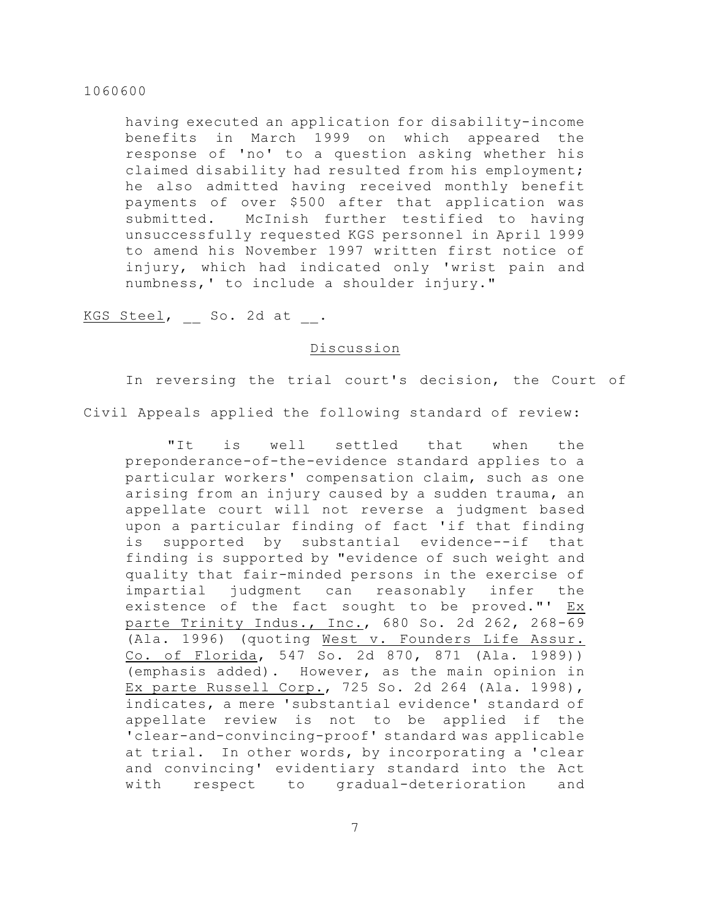having executed an application for disability-income benefits in March 1999 on which appeared the response of 'no' to a question asking whether his claimed disability had resulted from his employment; he also admitted having received monthly benefit payments of over $500 after that application was submitted. McInish further testified to having unsuccessfully requested KGS personnel in April 1999 to amend his November 1997 written first notice of injury, which had indicated only 'wrist pain and numbness,' to include a shoulder injury."

KGS Steel, __ So. 2d at __.

## Discussion

In reversing the trial court's decision, the Court of Civil Appeals applied the following standard of review:

> "It is well settled that when the preponderance-of-the-evidence standard applies to a particular workers' compensation claim, such as one arising from an injury caused by a sudden trauma, an appellate court will not reverse a judgment based upon a particular finding of fact 'if that finding is supported by substantial evidence--if that finding is supported by "evidence of such weight and quality that fair-minded persons in the exercise of impartial judgment can reasonably infer the existence of the fact sought to be proved."' Ex parte Trinity Indus., Inc., 680 So. 2d 262, 268-69 (Ala. 1996) (quoting West v. Founders Life Assur. Co. of Florida, 547 So. 2d 870, 871 (Ala. 1989)) (emphasis added). However, as the main opinion in Ex parte Russell Corp., 725 So. 2d 264 (Ala. 1998), indicates, a mere 'substantial evidence' standard of appellate review is not to be applied if the 'clear-and-convincing-proof' standard was applicable at trial. In other words, by incorporating a 'clear and convincing' evidentiary standard into the Act with respect to gradual-deterioration and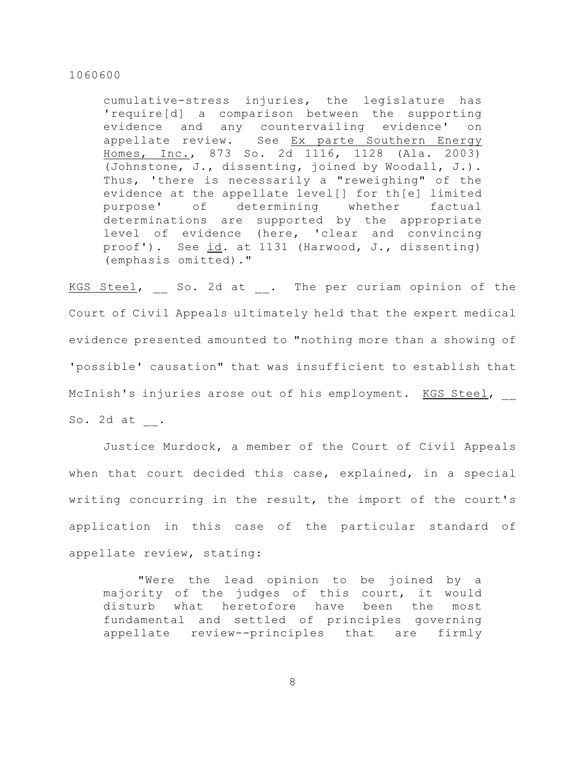> cumulative-stress injuries, the legislature has 'require[d] a comparison between the supporting evidence and any countervailing evidence' on appellate review. See Ex parte Southern Energy Homes, Inc., 873 So. 2d 1116, 1128 (Ala. 2003) (Johnstone, J., dissenting, joined by Woodall, J.). Thus, 'there is necessarily a "reweighing" of the evidence at the appellate level[] for th[e] limited purpose' of determining whether factual determinations are supported by the appropriate level of evidence (here, 'clear and convincing proof'). See id. at 1131 (Harwood, J., dissenting) (emphasis omitted)."

KGS Steel, __ So. 2d at __. The per curiam opinion of the Court of Civil Appeals ultimately held that the expert medical evidence presented amounted to "nothing more than a showing of 'possible' causation" that was insufficient to establish that McInish's injuries arose out of his employment. KGS Steel, __ So. 2d at __.

Justice Murdock, a member of the Court of Civil Appeals when that court decided this case, explained, in a special writing concurring in the result, the import of the court's application in this case of the particular standard of appellate review, stating:

> "Were the lead opinion to be joined by a majority of the judges of this court, it would disturb what heretofore have been the most fundamental and settled of principles governing appellate review--principles that are firmly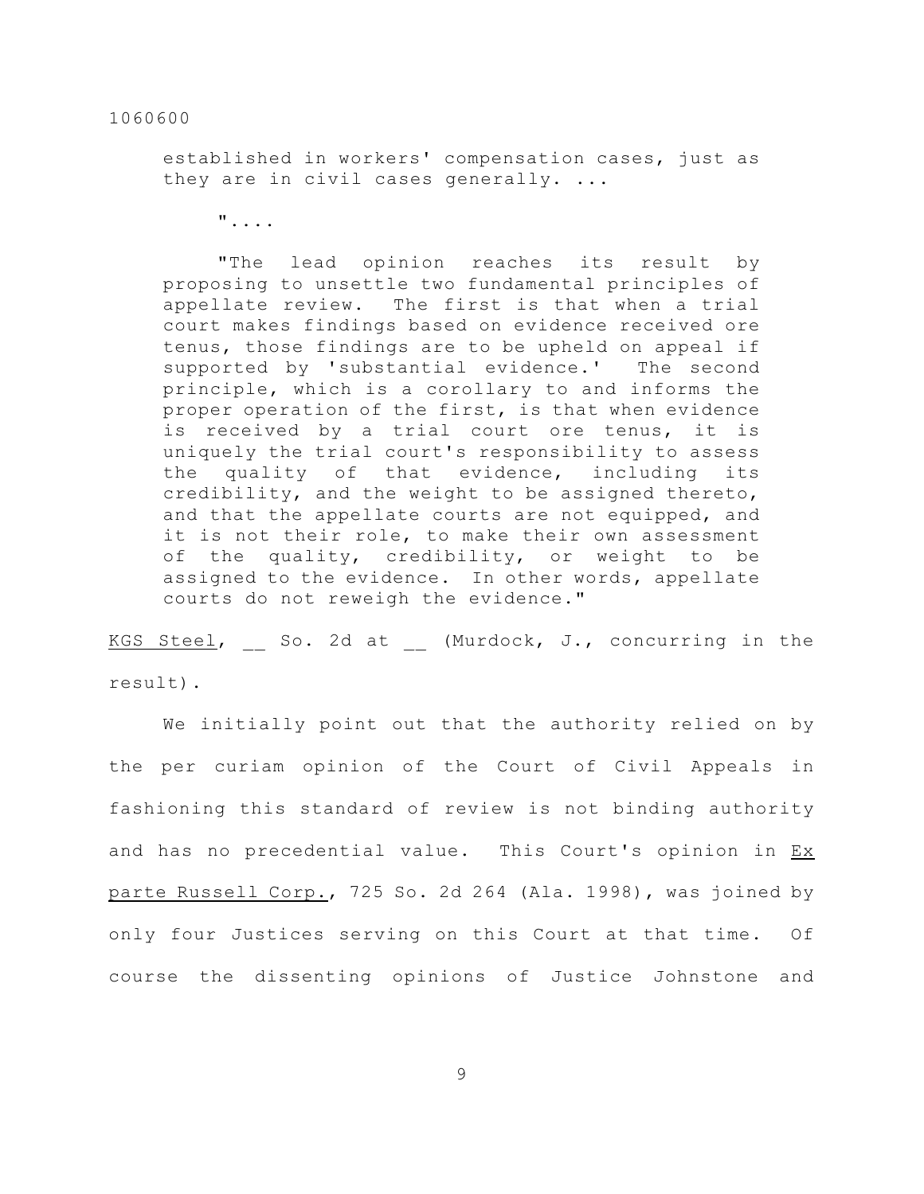> established in workers' compensation cases, just as they are in civil cases generally. ...
>
> "....
>
> "The lead opinion reaches its result by proposing to unsettle two fundamental principles of appellate review. The first is that when a trial court makes findings based on evidence received ore tenus, those findings are to be upheld on appeal if supported by 'substantial evidence.' The second principle, which is a corollary to and informs the proper operation of the first, is that when evidence is received by a trial court ore tenus, it is uniquely the trial court's responsibility to assess the quality of that evidence, including its credibility, and the weight to be assigned thereto, and that the appellate courts are not equipped, and it is not their role, to make their own assessment of the quality, credibility, or weight to be assigned to the evidence. In other words, appellate courts do not reweigh the evidence."

KGS Steel, __ So. 2d at __ (Murdock, J., concurring in the result).

We initially point out that the authority relied on by the per curiam opinion of the Court of Civil Appeals in fashioning this standard of review is not binding authority and has no precedential value. This Court's opinion in Ex parte Russell Corp., 725 So. 2d 264 (Ala. 1998), was joined by only four Justices serving on this Court at that time. Of course the dissenting opinions of Justice Johnstone and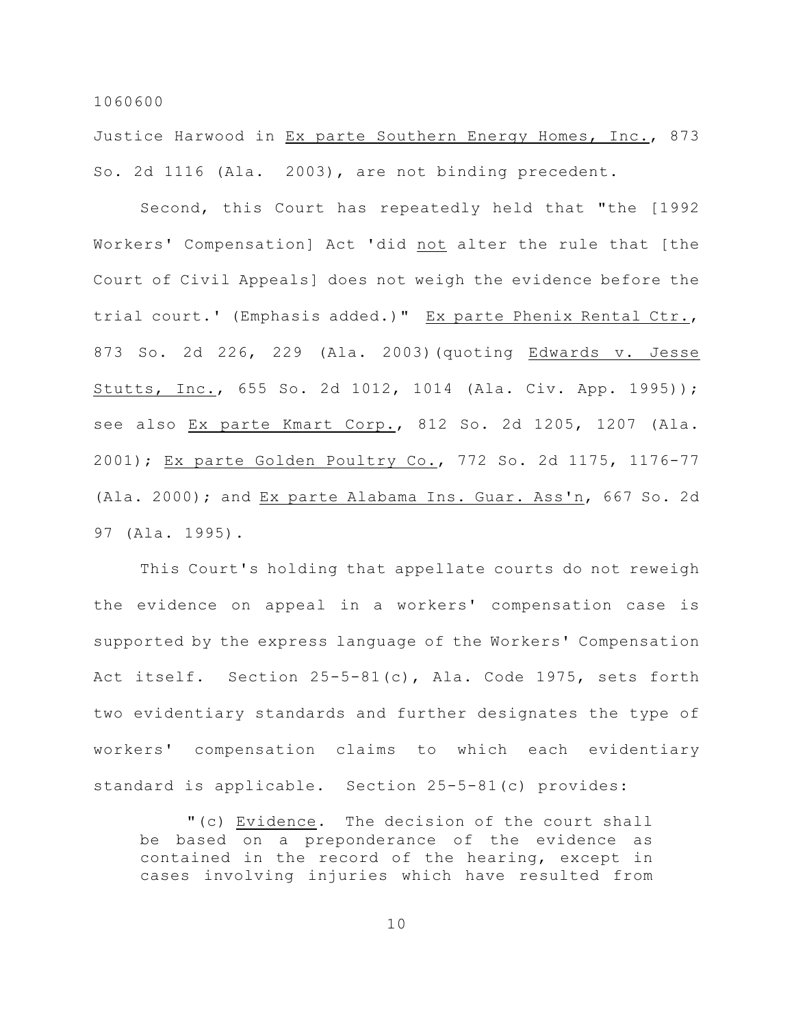Justice Harwood in Ex parte Southern Energy Homes, Inc., 873 So. 2d 1116 (Ala. 2003), are not binding precedent.

Second, this Court has repeatedly held that "the [1992 Workers' Compensation] Act 'did not alter the rule that [the Court of Civil Appeals] does not weigh the evidence before the trial court.' (Emphasis added.)" Ex parte Phenix Rental Ctr., 873 So. 2d 226, 229 (Ala. 2003)(quoting Edwards v. Jesse Stutts, Inc., 655 So. 2d 1012, 1014 (Ala. Civ. App. 1995)); see also Ex parte Kmart Corp., 812 So. 2d 1205, 1207 (Ala. 2001); Ex parte Golden Poultry Co., 772 So. 2d 1175, 1176-77 (Ala. 2000); and Ex parte Alabama Ins. Guar. Ass'n, 667 So. 2d 97 (Ala. 1995).

This Court's holding that appellate courts do not reweigh the evidence on appeal in a workers' compensation case is supported by the express language of the Workers' Compensation Act itself. Section 25-5-81(c), Ala. Code 1975, sets forth two evidentiary standards and further designates the type of workers' compensation claims to which each evidentiary standard is applicable. Section 25-5-81(c) provides:

> "(c) Evidence. The decision of the court shall be based on a preponderance of the evidence as contained in the record of the hearing, except in cases involving injuries which have resulted from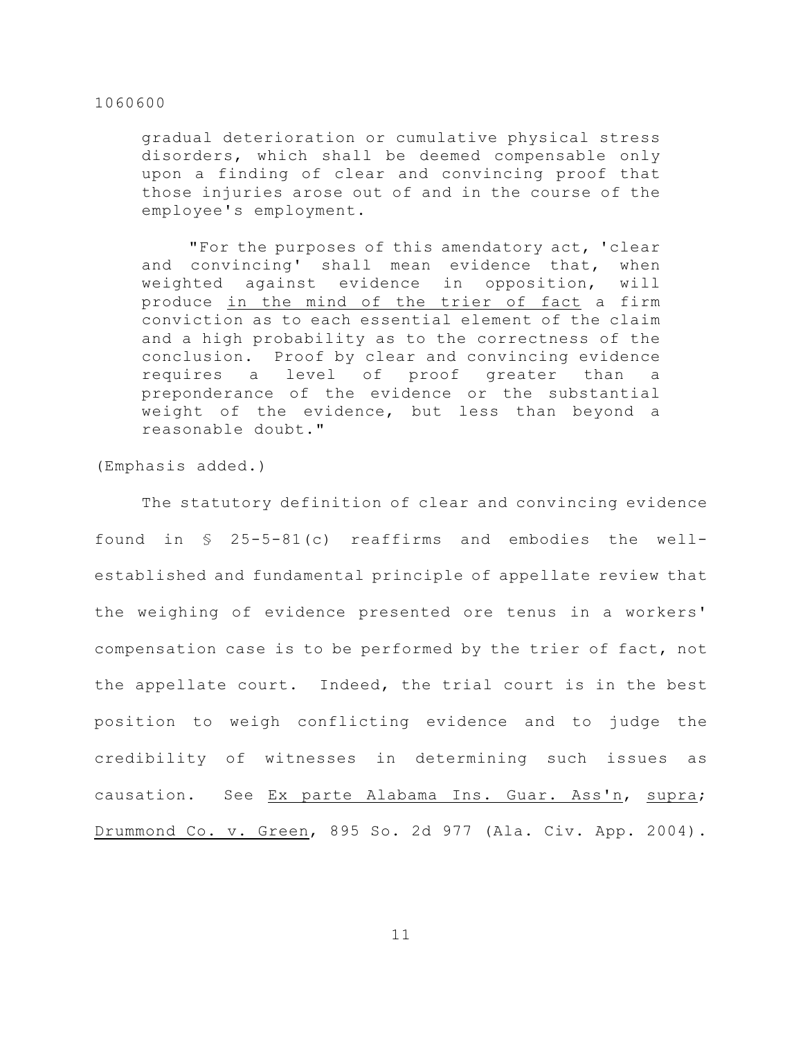gradual deterioration or cumulative physical stress disorders, which shall be deemed compensable only upon a finding of clear and convincing proof that those injuries arose out of and in the course of the employee's employment.

> "For the purposes of this amendatory act, 'clear and convincing' shall mean evidence that, when weighted against evidence in opposition, will produce <u>in the mind of the trier of fact</u> a firm conviction as to each essential element of the claim and a high probability as to the correctness of the conclusion. Proof by clear and convincing evidence requires a level of proof greater than a preponderance of the evidence or the substantial weight of the evidence, but less than beyond a reasonable doubt."

(Emphasis added.)

The statutory definition of clear and convincing evidence found in § 25-5-81(c) reaffirms and embodies the well-established and fundamental principle of appellate review that the weighing of evidence presented ore tenus in a workers' compensation case is to be performed by the trier of fact, not the appellate court. Indeed, the trial court is in the best position to weigh conflicting evidence and to judge the credibility of witnesses in determining such issues as causation. See <u>Ex parte Alabama Ins. Guar. Ass'n</u>, <u>supra</u>; <u>Drummond Co. v. Green</u>, 895 So. 2d 977 (Ala. Civ. App. 2004).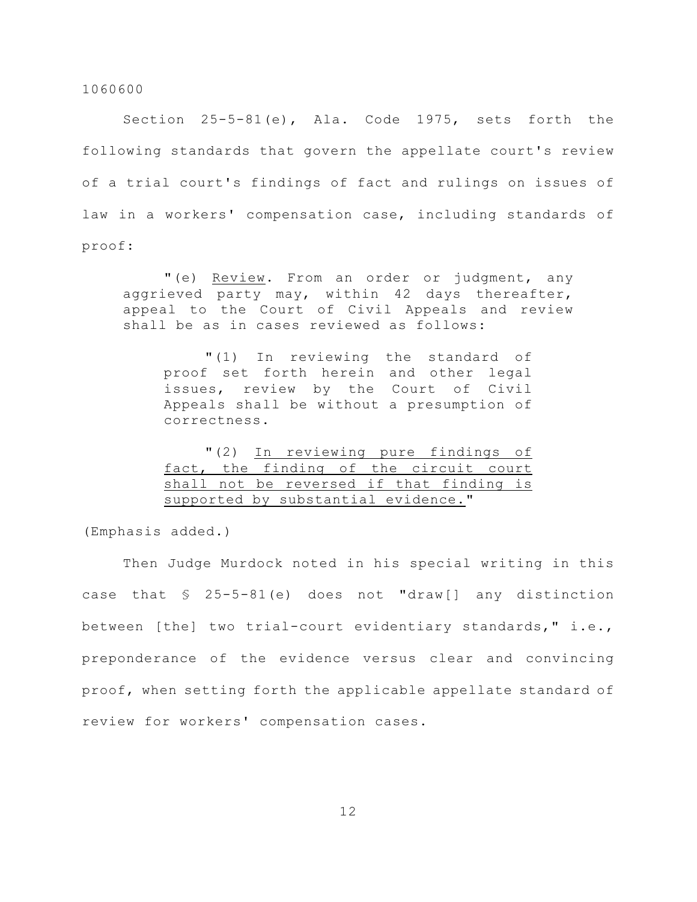Section 25-5-81(e), Ala. Code 1975, sets forth the following standards that govern the appellate court's review of a trial court's findings of fact and rulings on issues of law in a workers' compensation case, including standards of proof:

> "(e) Review. From an order or judgment, any aggrieved party may, within 42 days thereafter, appeal to the Court of Civil Appeals and review shall be as in cases reviewed as follows:
>
> > "(1) In reviewing the standard of proof set forth herein and other legal issues, review by the Court of Civil Appeals shall be without a presumption of correctness.
> >
> > "(2) In reviewing pure findings of fact, the finding of the circuit court shall not be reversed if that finding is supported by substantial evidence."

(Emphasis added.)

Then Judge Murdock noted in his special writing in this case that § 25-5-81(e) does not "draw[] any distinction between [the] two trial-court evidentiary standards," i.e., preponderance of the evidence versus clear and convincing proof, when setting forth the applicable appellate standard of review for workers' compensation cases.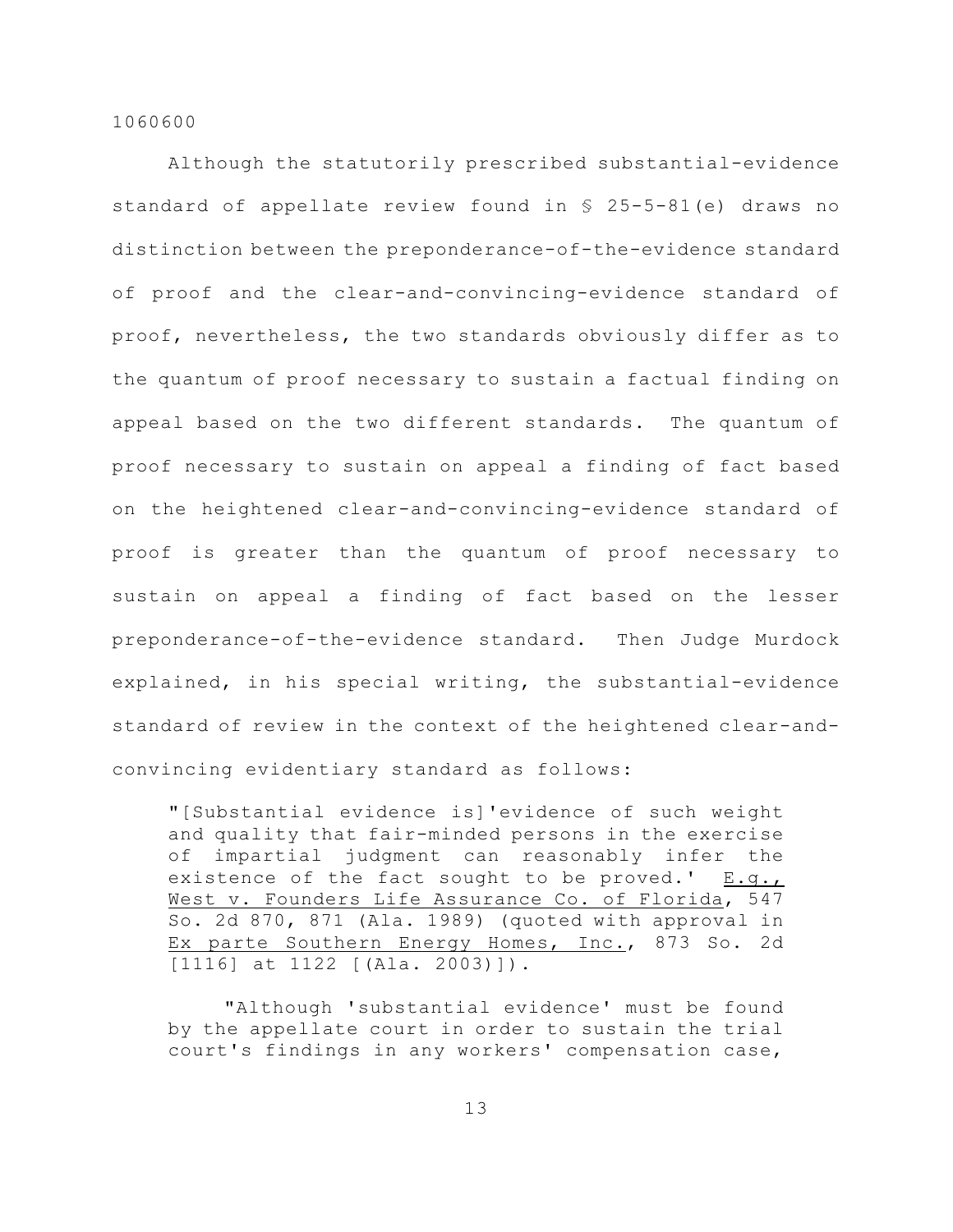Although the statutorily prescribed substantial-evidence standard of appellate review found in § 25-5-81(e) draws no distinction between the preponderance-of-the-evidence standard of proof and the clear-and-convincing-evidence standard of proof, nevertheless, the two standards obviously differ as to the quantum of proof necessary to sustain a factual finding on appeal based on the two different standards. The quantum of proof necessary to sustain on appeal a finding of fact based on the heightened clear-and-convincing-evidence standard of proof is greater than the quantum of proof necessary to sustain on appeal a finding of fact based on the lesser preponderance-of-the-evidence standard. Then Judge Murdock explained, in his special writing, the substantial-evidence standard of review in the context of the heightened clear-and-convincing evidentiary standard as follows:

> "[Substantial evidence is]'evidence of such weight and quality that fair-minded persons in the exercise of impartial judgment can reasonably infer the existence of the fact sought to be proved.' E.g., West v. Founders Life Assurance Co. of Florida, 547 So. 2d 870, 871 (Ala. 1989) (quoted with approval in Ex parte Southern Energy Homes, Inc., 873 So. 2d [1116] at 1122 [(Ala. 2003)]).
>
> "Although 'substantial evidence' must be found by the appellate court in order to sustain the trial court's findings in any workers' compensation case,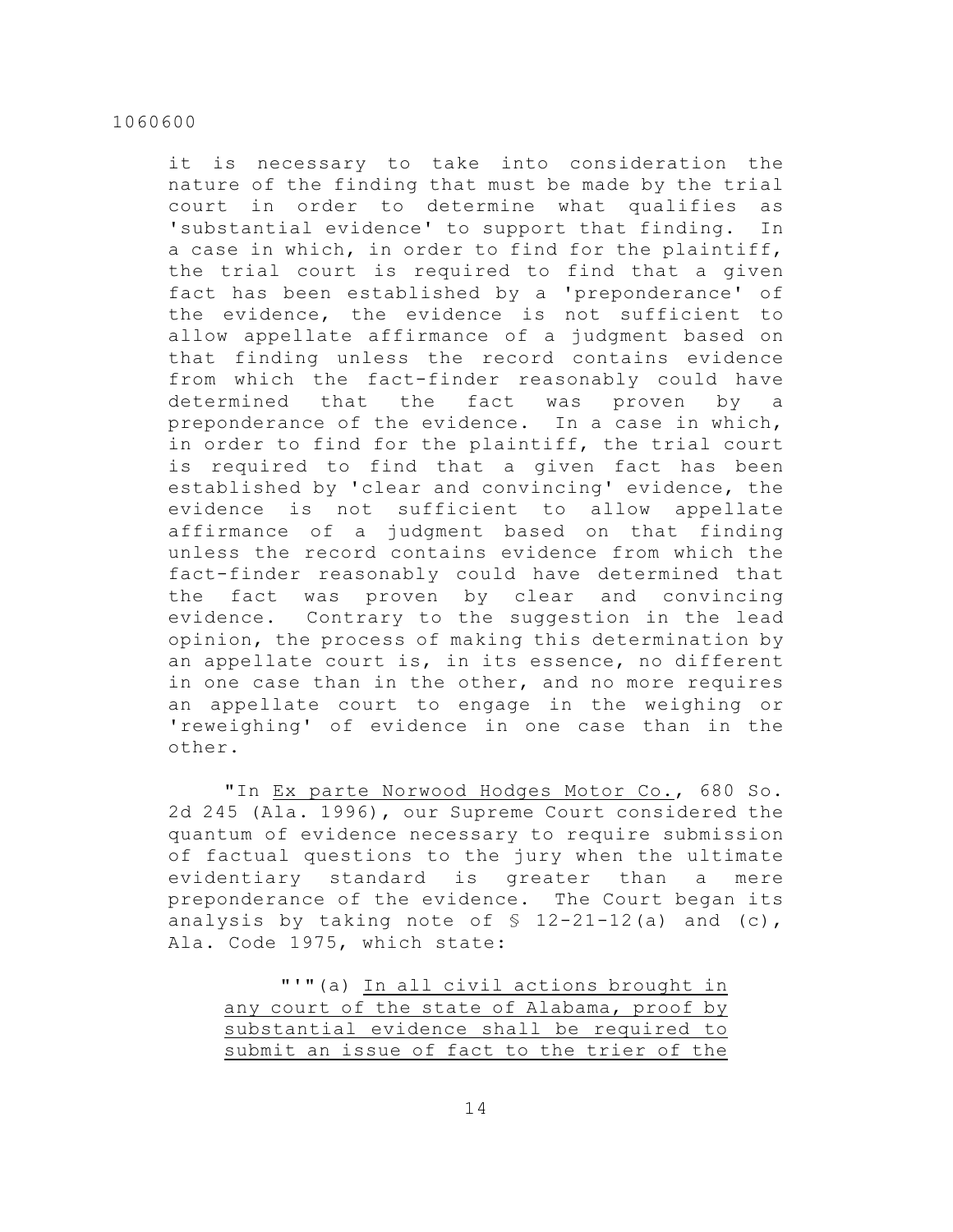it is necessary to take into consideration the nature of the finding that must be made by the trial court in order to determine what qualifies as 'substantial evidence' to support that finding. In a case in which, in order to find for the plaintiff, the trial court is required to find that a given fact has been established by a 'preponderance' of the evidence, the evidence is not sufficient to allow appellate affirmance of a judgment based on that finding unless the record contains evidence from which the fact-finder reasonably could have determined that the fact was proven by a preponderance of the evidence. In a case in which, in order to find for the plaintiff, the trial court is required to find that a given fact has been established by 'clear and convincing' evidence, the evidence is not sufficient to allow appellate affirmance of a judgment based on that finding unless the record contains evidence from which the fact-finder reasonably could have determined that the fact was proven by clear and convincing evidence. Contrary to the suggestion in the lead opinion, the process of making this determination by an appellate court is, in its essence, no different in one case than in the other, and no more requires an appellate court to engage in the weighing or 'reweighing' of evidence in one case than in the other.

"In Ex parte Norwood Hodges Motor Co., 680 So. 2d 245 (Ala. 1996), our Supreme Court considered the quantum of evidence necessary to require submission of factual questions to the jury when the ultimate evidentiary standard is greater than a mere preponderance of the evidence. The Court began its analysis by taking note of § 12-21-12(a) and (c), Ala. Code 1975, which state:

> "'"(a) In all civil actions brought in any court of the state of Alabama, proof by substantial evidence shall be required to submit an issue of fact to the trier of the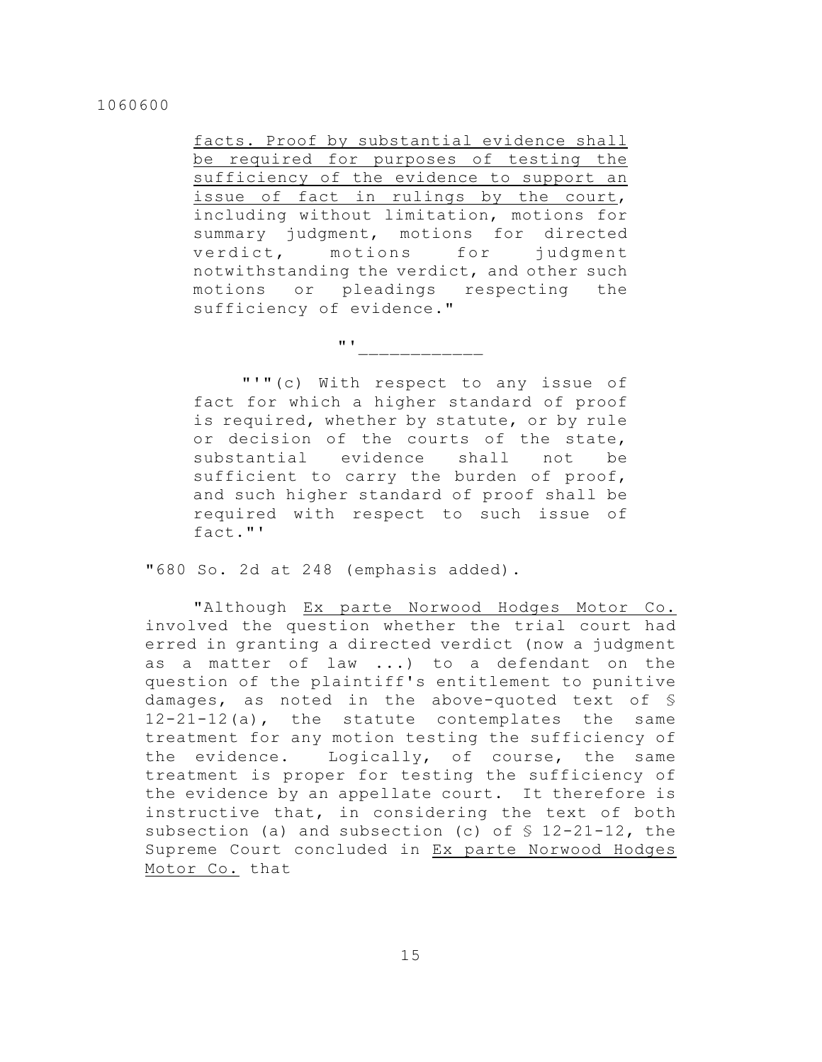facts. Proof by substantial evidence shall be required for purposes of testing the sufficiency of the evidence to support an issue of fact in rulings by the court, including without limitation, motions for summary judgment, motions for directed verdict, motions for judgment notwithstanding the verdict, and other such motions or pleadings respecting the sufficiency of evidence."

"'\_\_\_\_\_\_\_\_\_\_\_\_

"'"(c) With respect to any issue of fact for which a higher standard of proof is required, whether by statute, or by rule or decision of the courts of the state, substantial evidence shall not be sufficient to carry the burden of proof, and such higher standard of proof shall be required with respect to such issue of fact."'

"680 So. 2d at 248 (emphasis added).

"Although Ex parte Norwood Hodges Motor Co. involved the question whether the trial court had erred in granting a directed verdict (now a judgment as a matter of law ...) to a defendant on the question of the plaintiff's entitlement to punitive damages, as noted in the above-quoted text of § 12-21-12(a), the statute contemplates the same treatment for any motion testing the sufficiency of the evidence. Logically, of course, the same treatment is proper for testing the sufficiency of the evidence by an appellate court. It therefore is instructive that, in considering the text of both subsection (a) and subsection (c) of § 12-21-12, the Supreme Court concluded in Ex parte Norwood Hodges Motor Co. that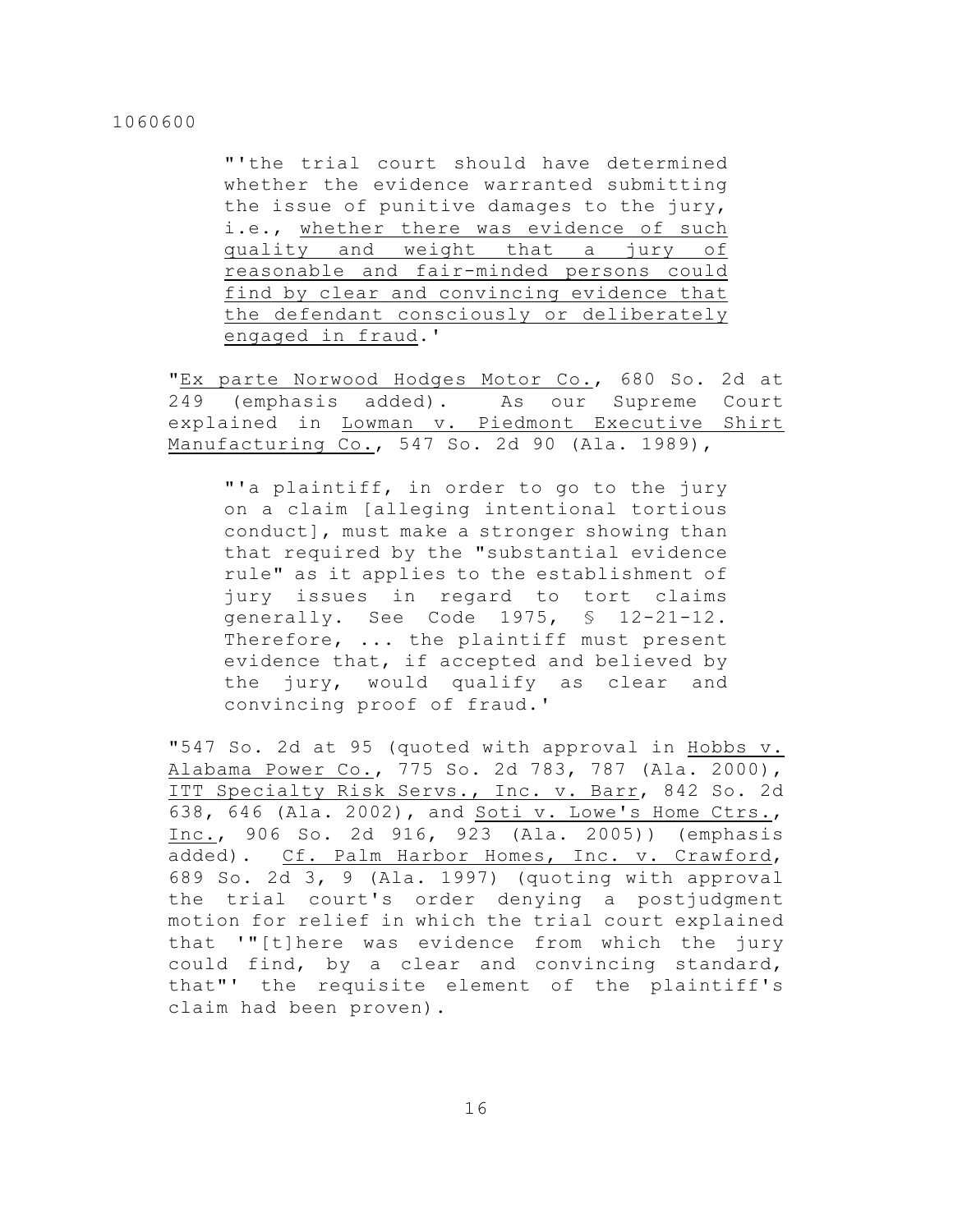> "'the trial court should have determined whether the evidence warranted submitting the issue of punitive damages to the jury, i.e., <u>whether there was evidence of such quality and weight that a jury of reasonable and fair-minded persons could find by clear and convincing evidence that the defendant consciously or deliberately engaged in fraud</u>.'

"<u>Ex parte Norwood Hodges Motor Co.</u>, 680 So. 2d at 249 (emphasis added). As our Supreme Court explained in <u>Lowman v. Piedmont Executive Shirt Manufacturing Co.</u>, 547 So. 2d 90 (Ala. 1989),

> "'a plaintiff, in order to go to the jury on a claim [alleging intentional tortious conduct], must make a stronger showing than that required by the "substantial evidence rule" as it applies to the establishment of jury issues in regard to tort claims generally. See Code 1975, § 12-21-12. Therefore, ... the plaintiff must present evidence that, if accepted and believed by the jury, would qualify as clear and convincing proof of fraud.'

"547 So. 2d at 95 (quoted with approval in <u>Hobbs v. Alabama Power Co.</u>, 775 So. 2d 783, 787 (Ala. 2000), <u>ITT Specialty Risk Servs., Inc. v. Barr</u>, 842 So. 2d 638, 646 (Ala. 2002), and <u>Soti v. Lowe's Home Ctrs., Inc.</u>, 906 So. 2d 916, 923 (Ala. 2005)) (emphasis added). <u>Cf. Palm Harbor Homes, Inc. v. Crawford</u>, 689 So. 2d 3, 9 (Ala. 1997) (quoting with approval the trial court's order denying a postjudgment motion for relief in which the trial court explained that '"[t]here was evidence from which the jury could find, by a clear and convincing standard, that"' the requisite element of the plaintiff's claim had been proven).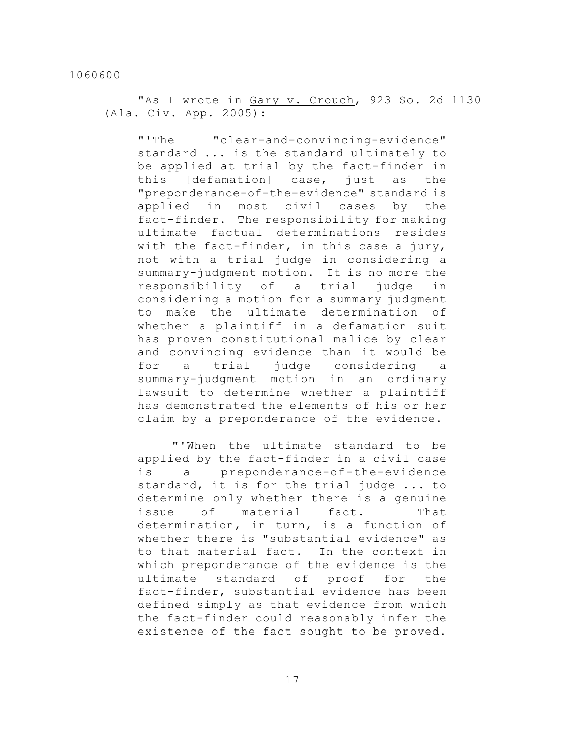"As I wrote in Gary v. Crouch, 923 So. 2d 1130 (Ala. Civ. App. 2005):

> "'The "clear-and-convincing-evidence" standard ... is the standard ultimately to be applied at trial by the fact-finder in this [defamation] case, just as the "preponderance-of-the-evidence" standard is applied in most civil cases by the fact-finder. The responsibility for making ultimate factual determinations resides with the fact-finder, in this case a jury, not with a trial judge in considering a summary-judgment motion. It is no more the responsibility of a trial judge in considering a motion for a summary judgment to make the ultimate determination of whether a plaintiff in a defamation suit has proven constitutional malice by clear and convincing evidence than it would be for a trial judge considering a summary-judgment motion in an ordinary lawsuit to determine whether a plaintiff has demonstrated the elements of his or her claim by a preponderance of the evidence.
>
> "'When the ultimate standard to be applied by the fact-finder in a civil case is a preponderance-of-the-evidence standard, it is for the trial judge ... to determine only whether there is a genuine issue of material fact. That determination, in turn, is a function of whether there is "substantial evidence" as to that material fact. In the context in which preponderance of the evidence is the ultimate standard of proof for the fact-finder, substantial evidence has been defined simply as that evidence from which the fact-finder could reasonably infer the existence of the fact sought to be proved.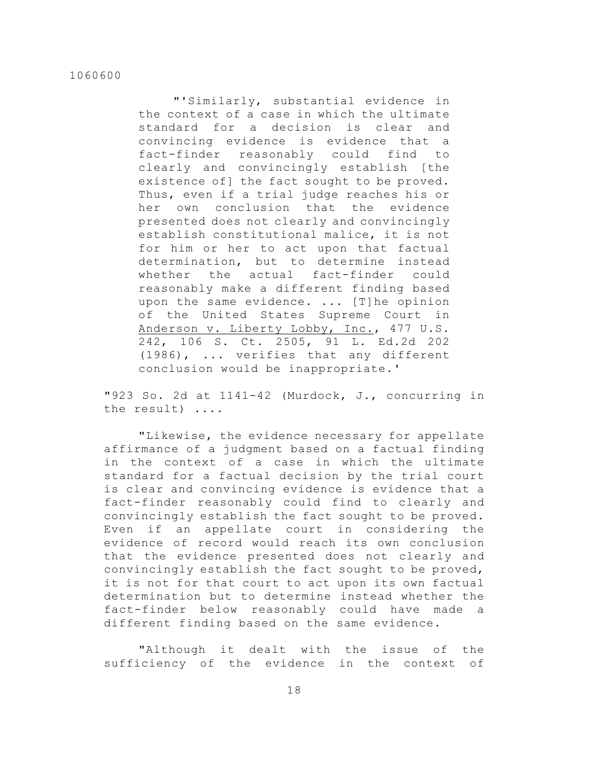> "'Similarly, substantial evidence in the context of a case in which the ultimate standard for a decision is clear and convincing evidence is evidence that a fact-finder reasonably could find to clearly and convincingly establish [the existence of] the fact sought to be proved. Thus, even if a trial judge reaches his or her own conclusion that the evidence presented does not clearly and convincingly establish constitutional malice, it is not for him or her to act upon that factual determination, but to determine instead whether the actual fact-finder could reasonably make a different finding based upon the same evidence. ... [T]he opinion of the United States Supreme Court in Anderson v. Liberty Lobby, Inc., 477 U.S. 242, 106 S. Ct. 2505, 91 L. Ed.2d 202 (1986), ... verifies that any different conclusion would be inappropriate.'

"923 So. 2d at 1141-42 (Murdock, J., concurring in the result) ....

"Likewise, the evidence necessary for appellate affirmance of a judgment based on a factual finding in the context of a case in which the ultimate standard for a factual decision by the trial court is clear and convincing evidence is evidence that a fact-finder reasonably could find to clearly and convincingly establish the fact sought to be proved. Even if an appellate court in considering the evidence of record would reach its own conclusion that the evidence presented does not clearly and convincingly establish the fact sought to be proved, it is not for that court to act upon its own factual determination but to determine instead whether the fact-finder below reasonably could have made a different finding based on the same evidence.

"Although it dealt with the issue of the sufficiency of the evidence in the context of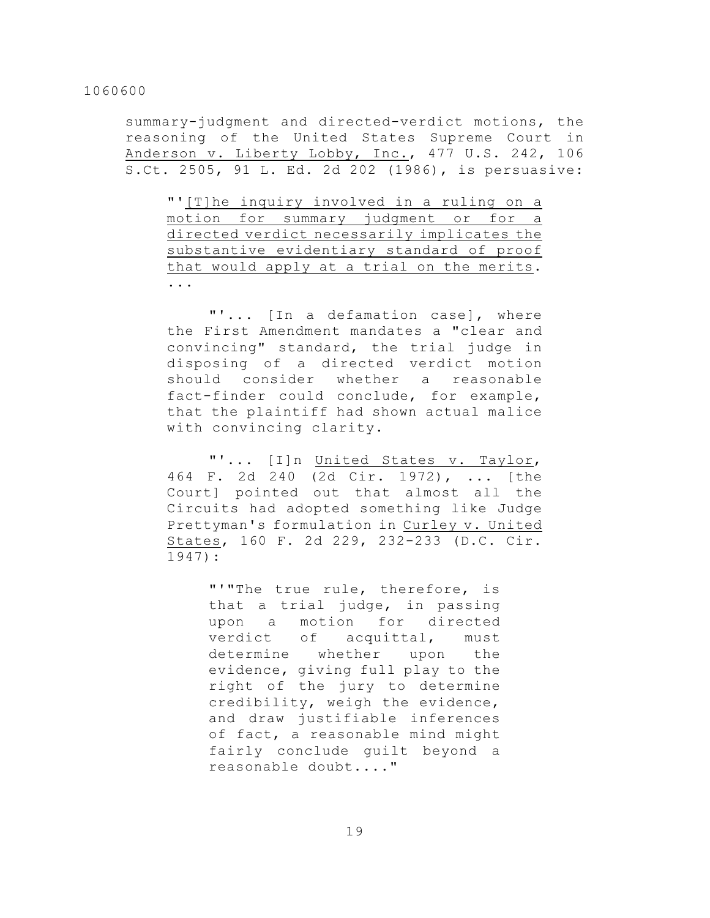summary-judgment and directed-verdict motions, the reasoning of the United States Supreme Court in Anderson v. Liberty Lobby, Inc., 477 U.S. 242, 106 S.Ct. 2505, 91 L. Ed. 2d 202 (1986), is persuasive:

> "'[T]he inquiry involved in a ruling on a motion for summary judgment or for a directed verdict necessarily implicates the substantive evidentiary standard of proof that would apply at a trial on the merits. ...
>
> "'... [In a defamation case], where the First Amendment mandates a "clear and convincing" standard, the trial judge in disposing of a directed verdict motion should consider whether a reasonable fact-finder could conclude, for example, that the plaintiff had shown actual malice with convincing clarity.
>
> "'... [I]n United States v. Taylor, 464 F. 2d 240 (2d Cir. 1972), ... [the Court] pointed out that almost all the Circuits had adopted something like Judge Prettyman's formulation in Curley v. United States, 160 F. 2d 229, 232-233 (D.C. Cir. 1947):
>
>> "'"The true rule, therefore, is that a trial judge, in passing upon a motion for directed verdict of acquittal, must determine whether upon the evidence, giving full play to the right of the jury to determine credibility, weigh the evidence, and draw justifiable inferences of fact, a reasonable mind might fairly conclude guilt beyond a reasonable doubt...."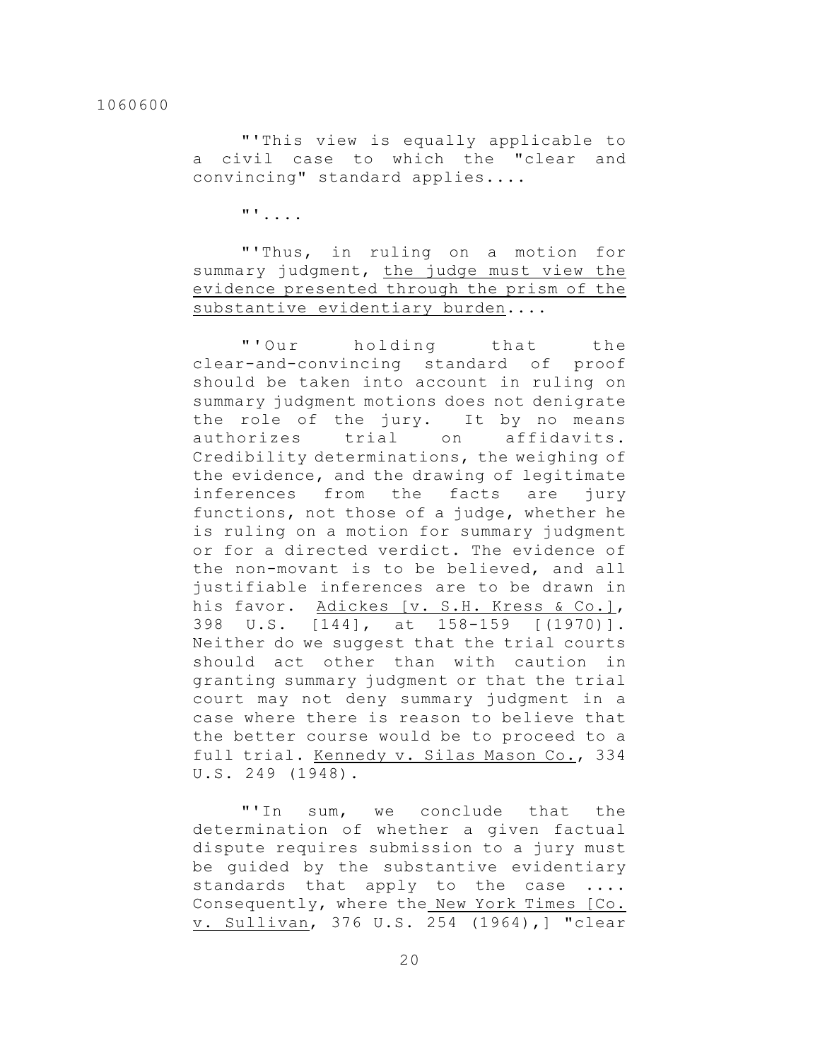"'This view is equally applicable to a civil case to which the "clear and convincing" standard applies....

"'....

"'Thus, in ruling on a motion for summary judgment, <u>the judge must view the evidence presented through the prism of the substantive evidentiary burden</u>....

"'Our holding that the clear-and-convincing standard of proof should be taken into account in ruling on summary judgment motions does not denigrate the role of the jury. It by no means authorizes trial on affidavits. Credibility determinations, the weighing of the evidence, and the drawing of legitimate inferences from the facts are jury functions, not those of a judge, whether he is ruling on a motion for summary judgment or for a directed verdict. The evidence of the non-movant is to be believed, and all justifiable inferences are to be drawn in his favor. <u>Adickes [v. S.H. Kress & Co.]</u>, 398 U.S. [144], at 158-159 [(1970)]. Neither do we suggest that the trial courts should act other than with caution in granting summary judgment or that the trial court may not deny summary judgment in a case where there is reason to believe that the better course would be to proceed to a full trial. <u>Kennedy v. Silas Mason Co.</u>, 334 U.S. 249 (1948).

"'In sum, we conclude that the determination of whether a given factual dispute requires submission to a jury must be guided by the substantive evidentiary standards that apply to the case .... Consequently, where the <u>New York Times [Co. v. Sullivan</u>, 376 U.S. 254 (1964),] "clear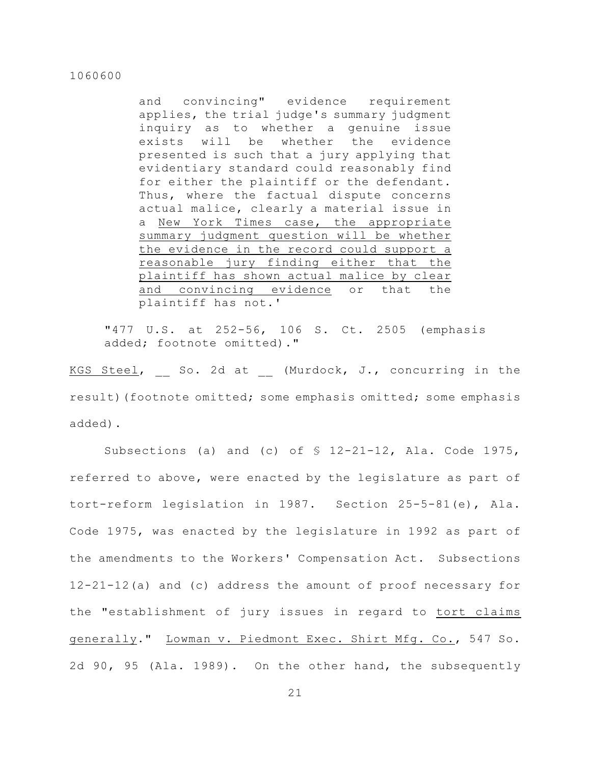> and convincing" evidence requirement applies, the trial judge's summary judgment inquiry as to whether a genuine issue exists will be whether the evidence presented is such that a jury applying that evidentiary standard could reasonably find for either the plaintiff or the defendant. Thus, where the factual dispute concerns actual malice, clearly a material issue in a New York Times case, the appropriate summary judgment question will be whether the evidence in the record could support a reasonable jury finding either that the plaintiff has shown actual malice by clear and convincing evidence or that the plaintiff has not.'

"477 U.S. at 252-56, 106 S. Ct. 2505 (emphasis added; footnote omitted)."

KGS Steel, __ So. 2d at __ (Murdock, J., concurring in the result)(footnote omitted; some emphasis omitted; some emphasis added).

Subsections (a) and (c) of § 12-21-12, Ala. Code 1975, referred to above, were enacted by the legislature as part of tort-reform legislation in 1987. Section 25-5-81(e), Ala. Code 1975, was enacted by the legislature in 1992 as part of the amendments to the Workers' Compensation Act. Subsections 12-21-12(a) and (c) address the amount of proof necessary for the "establishment of jury issues in regard to tort claims generally." Lowman v. Piedmont Exec. Shirt Mfg. Co., 547 So. 2d 90, 95 (Ala. 1989). On the other hand, the subsequently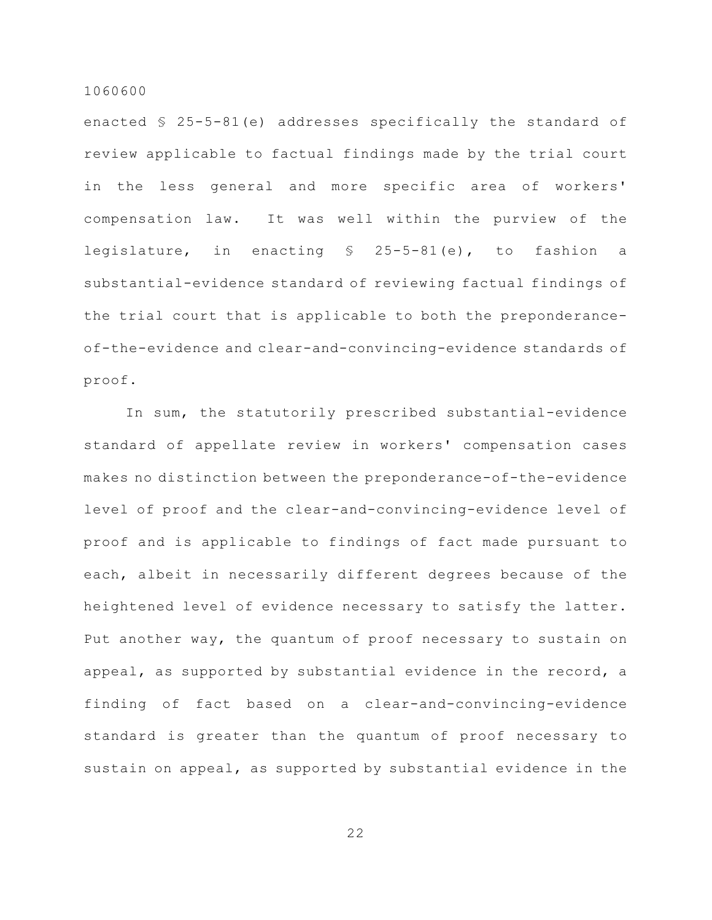enacted § 25-5-81(e) addresses specifically the standard of review applicable to factual findings made by the trial court in the less general and more specific area of workers' compensation law. It was well within the purview of the legislature, in enacting § 25-5-81(e), to fashion a substantial-evidence standard of reviewing factual findings of the trial court that is applicable to both the preponderance-of-the-evidence and clear-and-convincing-evidence standards of proof.

In sum, the statutorily prescribed substantial-evidence standard of appellate review in workers' compensation cases makes no distinction between the preponderance-of-the-evidence level of proof and the clear-and-convincing-evidence level of proof and is applicable to findings of fact made pursuant to each, albeit in necessarily different degrees because of the heightened level of evidence necessary to satisfy the latter. Put another way, the quantum of proof necessary to sustain on appeal, as supported by substantial evidence in the record, a finding of fact based on a clear-and-convincing-evidence standard is greater than the quantum of proof necessary to sustain on appeal, as supported by substantial evidence in the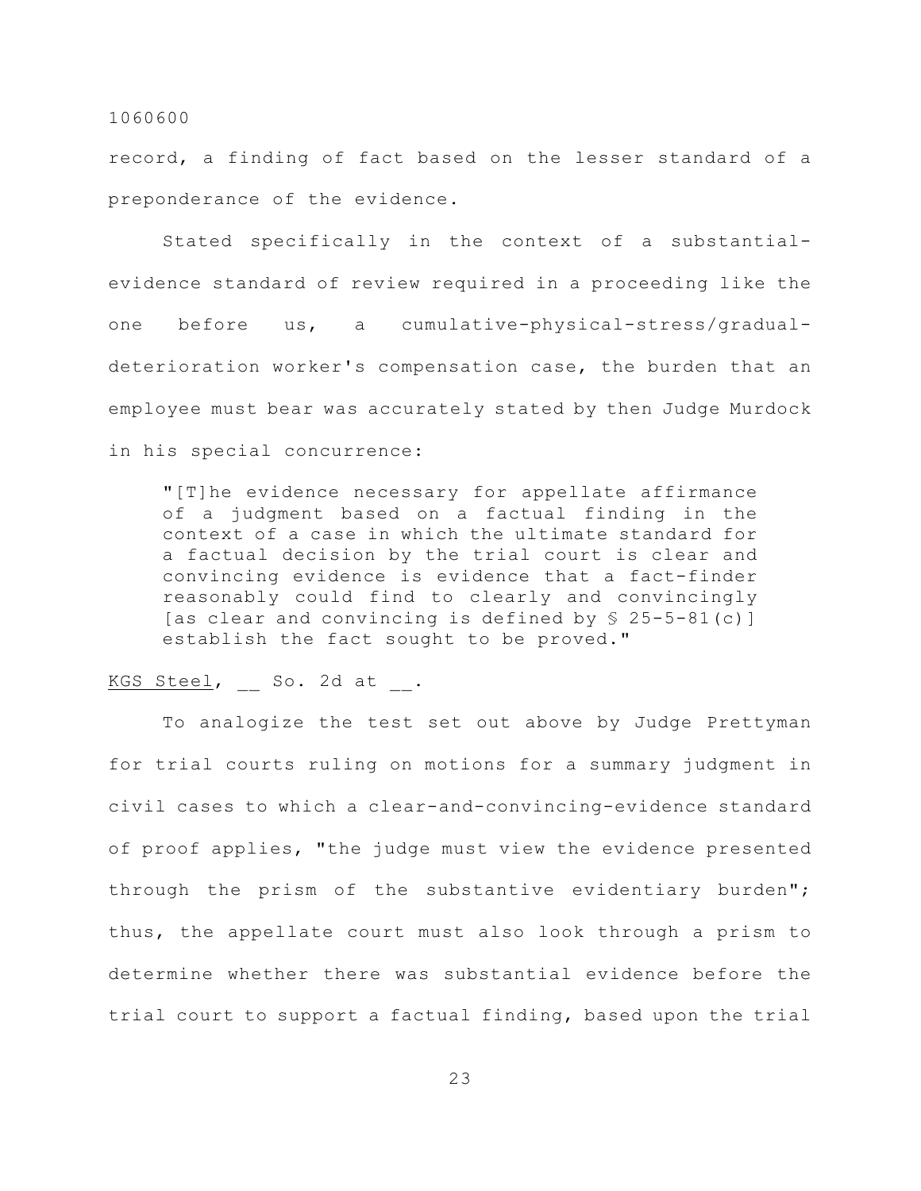record, a finding of fact based on the lesser standard of a preponderance of the evidence.

Stated specifically in the context of a substantial-evidence standard of review required in a proceeding like the one before us, a cumulative-physical-stress/gradual-deterioration worker's compensation case, the burden that an employee must bear was accurately stated by then Judge Murdock in his special concurrence:

> "[T]he evidence necessary for appellate affirmance of a judgment based on a factual finding in the context of a case in which the ultimate standard for a factual decision by the trial court is clear and convincing evidence is evidence that a fact-finder reasonably could find to clearly and convincingly [as clear and convincing is defined by § 25-5-81(c)] establish the fact sought to be proved."

KGS Steel, __ So. 2d at __.

To analogize the test set out above by Judge Prettyman for trial courts ruling on motions for a summary judgment in civil cases to which a clear-and-convincing-evidence standard of proof applies, "the judge must view the evidence presented through the prism of the substantive evidentiary burden"; thus, the appellate court must also look through a prism to determine whether there was substantial evidence before the trial court to support a factual finding, based upon the trial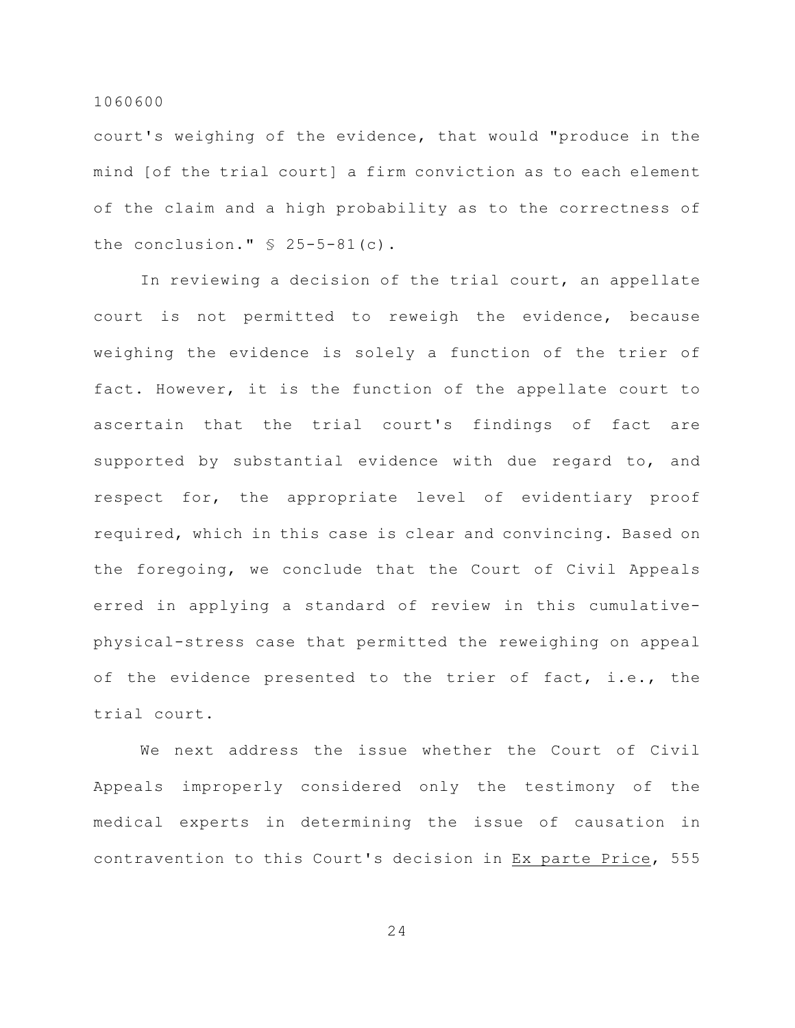court's weighing of the evidence, that would "produce in the mind [of the trial court] a firm conviction as to each element of the claim and a high probability as to the correctness of the conclusion." § 25-5-81(c).

In reviewing a decision of the trial court, an appellate court is not permitted to reweigh the evidence, because weighing the evidence is solely a function of the trier of fact. However, it is the function of the appellate court to ascertain that the trial court's findings of fact are supported by substantial evidence with due regard to, and respect for, the appropriate level of evidentiary proof required, which in this case is clear and convincing. Based on the foregoing, we conclude that the Court of Civil Appeals erred in applying a standard of review in this cumulative-physical-stress case that permitted the reweighing on appeal of the evidence presented to the trier of fact, i.e., the trial court.

We next address the issue whether the Court of Civil Appeals improperly considered only the testimony of the medical experts in determining the issue of causation in contravention to this Court's decision in Ex parte Price, 555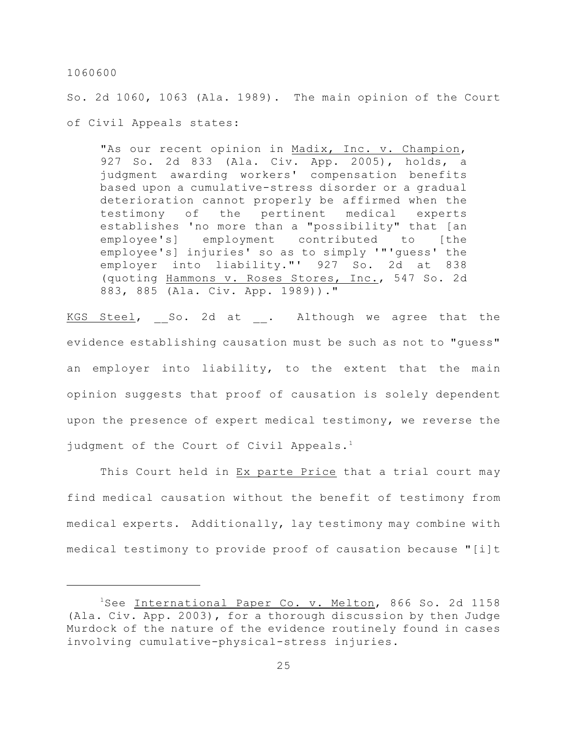So. 2d 1060, 1063 (Ala. 1989). The main opinion of the Court of Civil Appeals states:

> "As our recent opinion in Madix, Inc. v. Champion, 927 So. 2d 833 (Ala. Civ. App. 2005), holds, a judgment awarding workers' compensation benefits based upon a cumulative-stress disorder or a gradual deterioration cannot properly be affirmed when the testimony of the pertinent medical experts establishes 'no more than a "possibility" that [an employee's] employment contributed to [the employee's] injuries' so as to simply '"'guess' the employer into liability."' 927 So. 2d at 838 (quoting Hammons v. Roses Stores, Inc., 547 So. 2d 883, 885 (Ala. Civ. App. 1989))."

KGS Steel, __So. 2d at __. Although we agree that the evidence establishing causation must be such as not to "guess" an employer into liability, to the extent that the main opinion suggests that proof of causation is solely dependent upon the presence of expert medical testimony, we reverse the judgment of the Court of Civil Appeals.[1]

This Court held in Ex parte Price that a trial court may find medical causation without the benefit of testimony from medical experts. Additionally, lay testimony may combine with medical testimony to provide proof of causation because "[i]t

---

[1]See International Paper Co. v. Melton, 866 So. 2d 1158 (Ala. Civ. App. 2003), for a thorough discussion by then Judge Murdock of the nature of the evidence routinely found in cases involving cumulative-physical-stress injuries.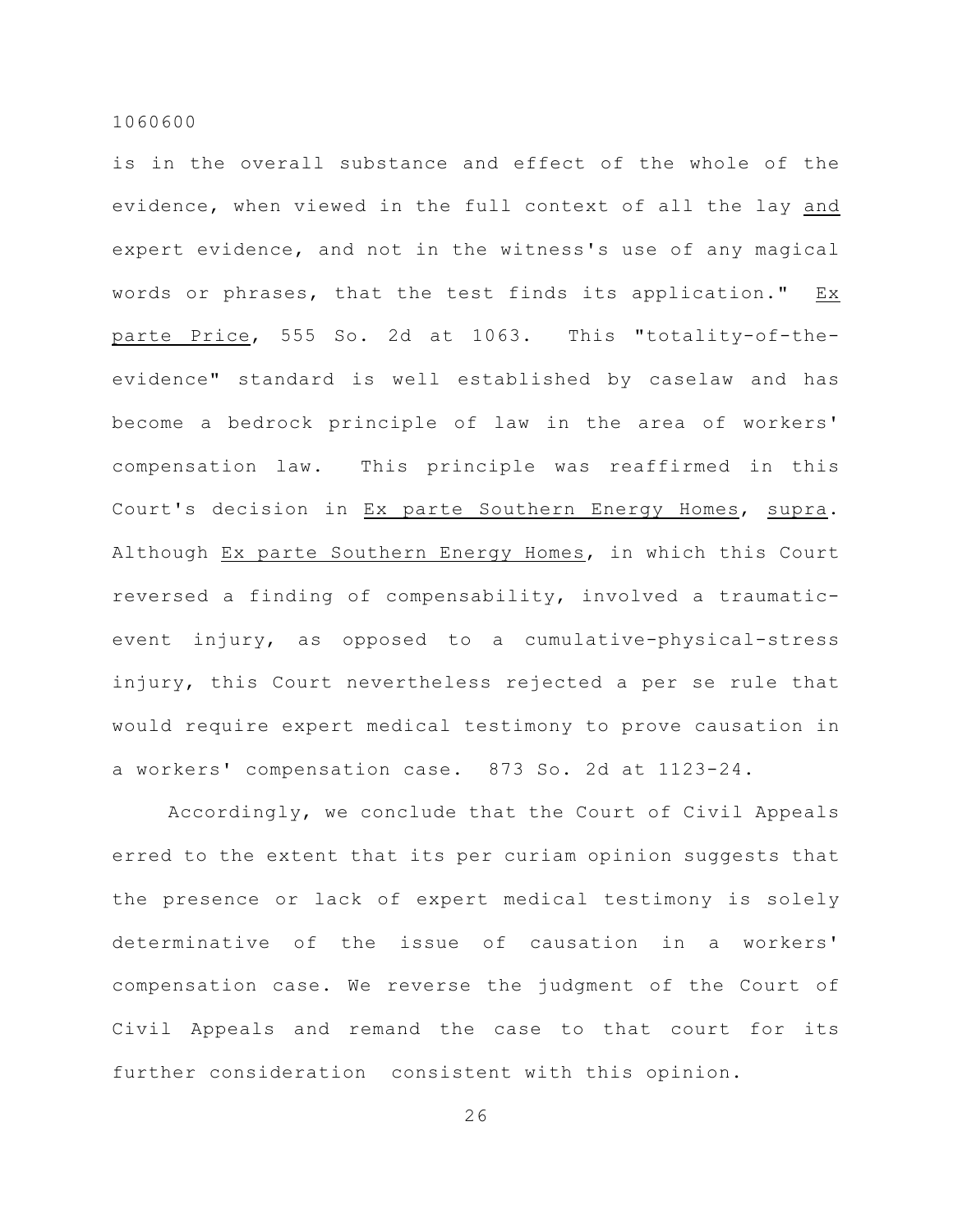is in the overall substance and effect of the whole of the evidence, when viewed in the full context of all the lay _and_ expert evidence, and not in the witness's use of any magical words or phrases, that the test finds its application." _Ex parte Price_, 555 So. 2d at 1063. This "totality-of-the-evidence" standard is well established by caselaw and has become a bedrock principle of law in the area of workers' compensation law. This principle was reaffirmed in this Court's decision in _Ex parte Southern Energy Homes_, _supra_. Although _Ex parte Southern Energy Homes_, in which this Court reversed a finding of compensability, involved a traumatic-event injury, as opposed to a cumulative-physical-stress injury, this Court nevertheless rejected a per se rule that would require expert medical testimony to prove causation in a workers' compensation case. 873 So. 2d at 1123-24.

Accordingly, we conclude that the Court of Civil Appeals erred to the extent that its per curiam opinion suggests that the presence or lack of expert medical testimony is solely determinative of the issue of causation in a workers' compensation case. We reverse the judgment of the Court of Civil Appeals and remand the case to that court for its further consideration consistent with this opinion.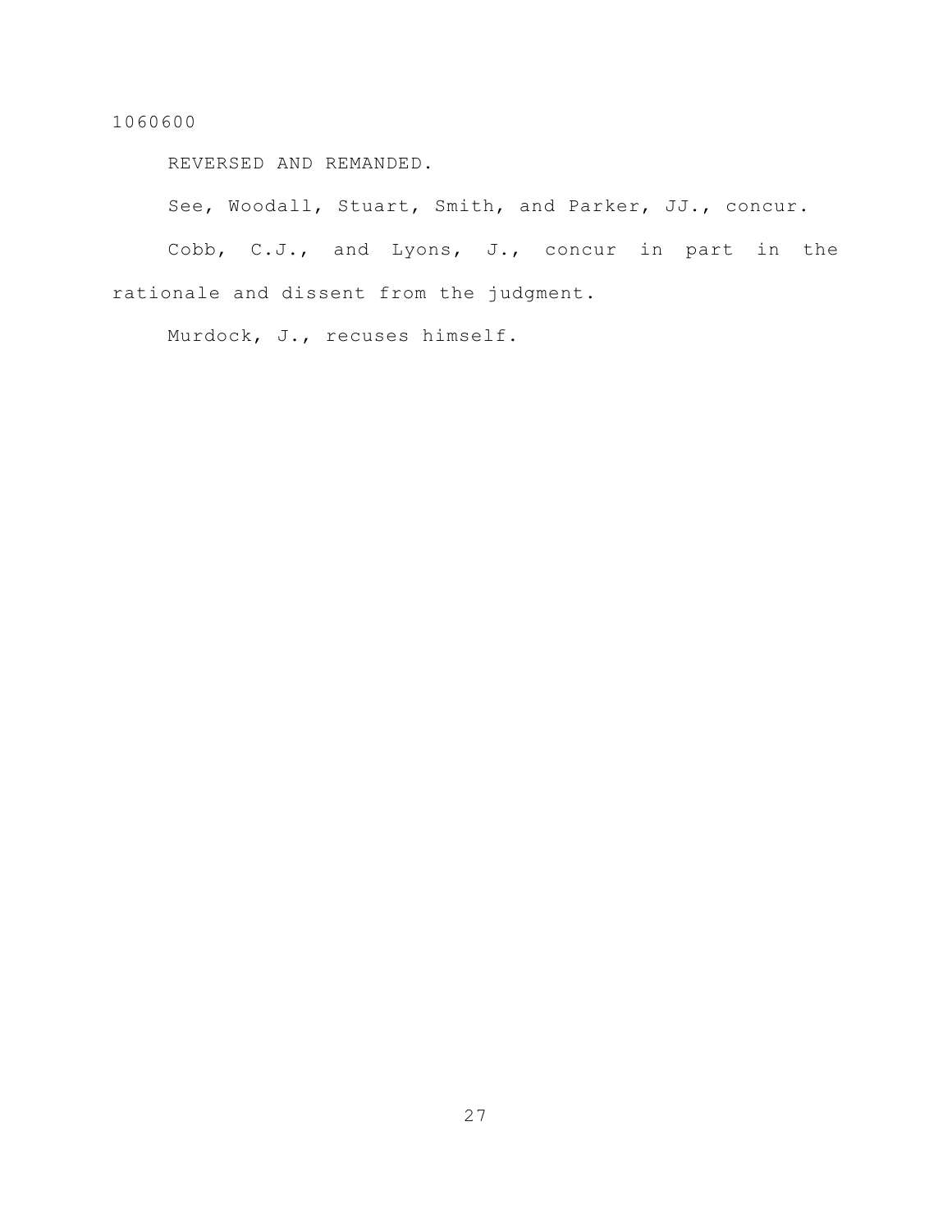REVERSED AND REMANDED.

See, Woodall, Stuart, Smith, and Parker, JJ., concur.

Cobb, C.J., and Lyons, J., concur in part in the rationale and dissent from the judgment.

Murdock, J., recuses himself.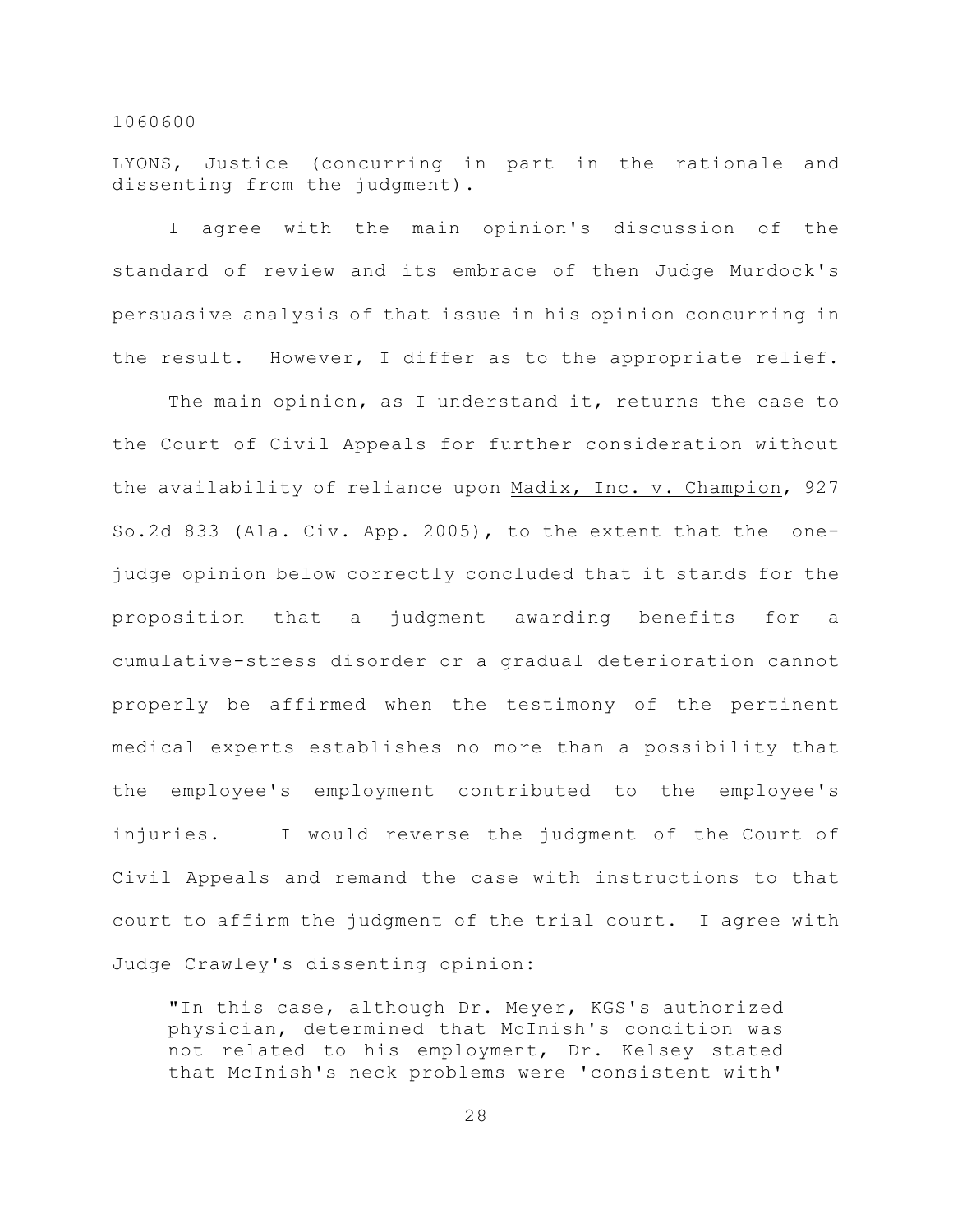LYONS, Justice (concurring in part in the rationale and dissenting from the judgment).

I agree with the main opinion's discussion of the standard of review and its embrace of then Judge Murdock's persuasive analysis of that issue in his opinion concurring in the result. However, I differ as to the appropriate relief.

The main opinion, as I understand it, returns the case to the Court of Civil Appeals for further consideration without the availability of reliance upon Madix, Inc. v. Champion, 927 So.2d 833 (Ala. Civ. App. 2005), to the extent that the one-judge opinion below correctly concluded that it stands for the proposition that a judgment awarding benefits for a cumulative-stress disorder or a gradual deterioration cannot properly be affirmed when the testimony of the pertinent medical experts establishes no more than a possibility that the employee's employment contributed to the employee's injuries. I would reverse the judgment of the Court of Civil Appeals and remand the case with instructions to that court to affirm the judgment of the trial court. I agree with Judge Crawley's dissenting opinion:

> "In this case, although Dr. Meyer, KGS's authorized physician, determined that McInish's condition was not related to his employment, Dr. Kelsey stated that McInish's neck problems were 'consistent with'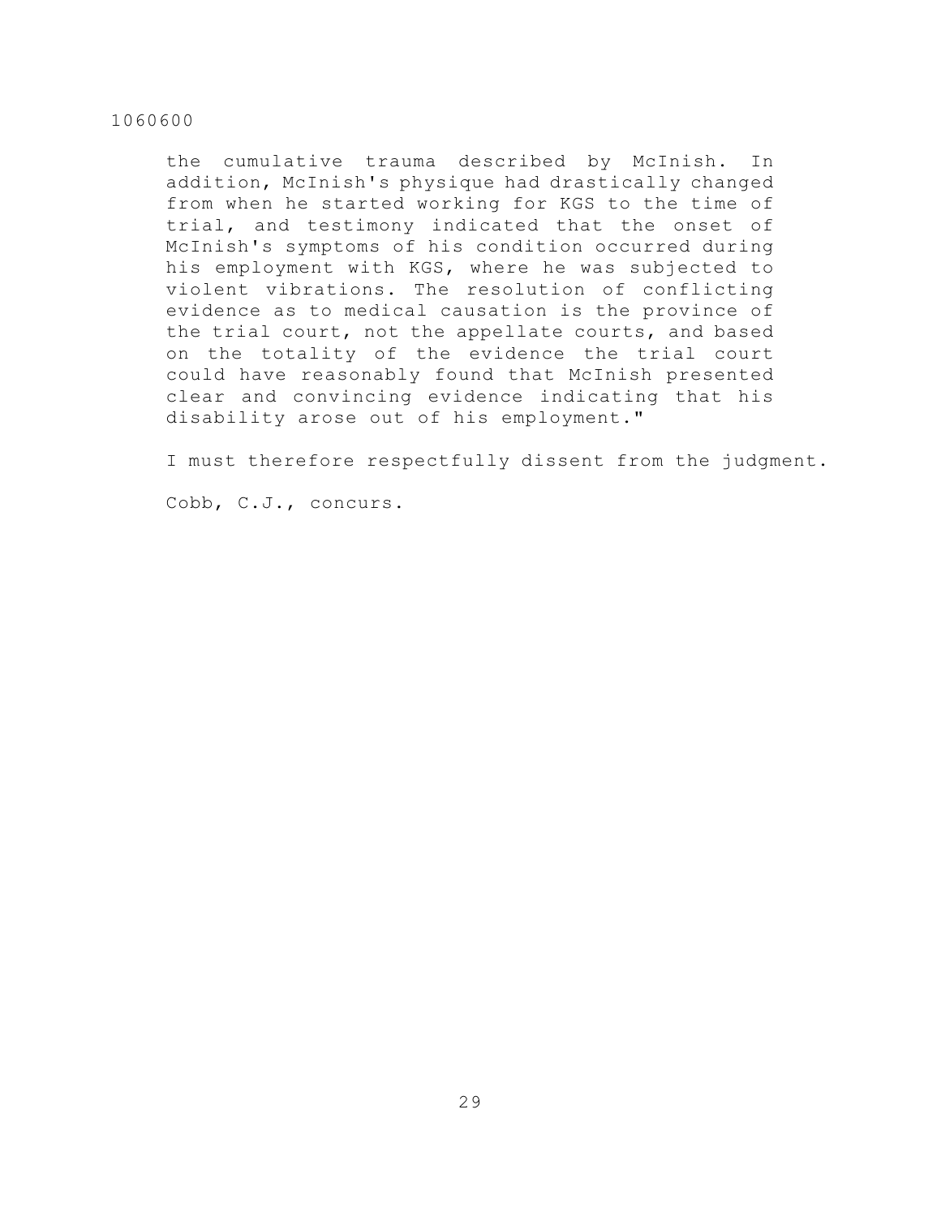> the cumulative trauma described by McInish. In addition, McInish's physique had drastically changed from when he started working for KGS to the time of trial, and testimony indicated that the onset of McInish's symptoms of his condition occurred during his employment with KGS, where he was subjected to violent vibrations. The resolution of conflicting evidence as to medical causation is the province of the trial court, not the appellate courts, and based on the totality of the evidence the trial court could have reasonably found that McInish presented clear and convincing evidence indicating that his disability arose out of his employment."

I must therefore respectfully dissent from the judgment.

Cobb, C.J., concurs.